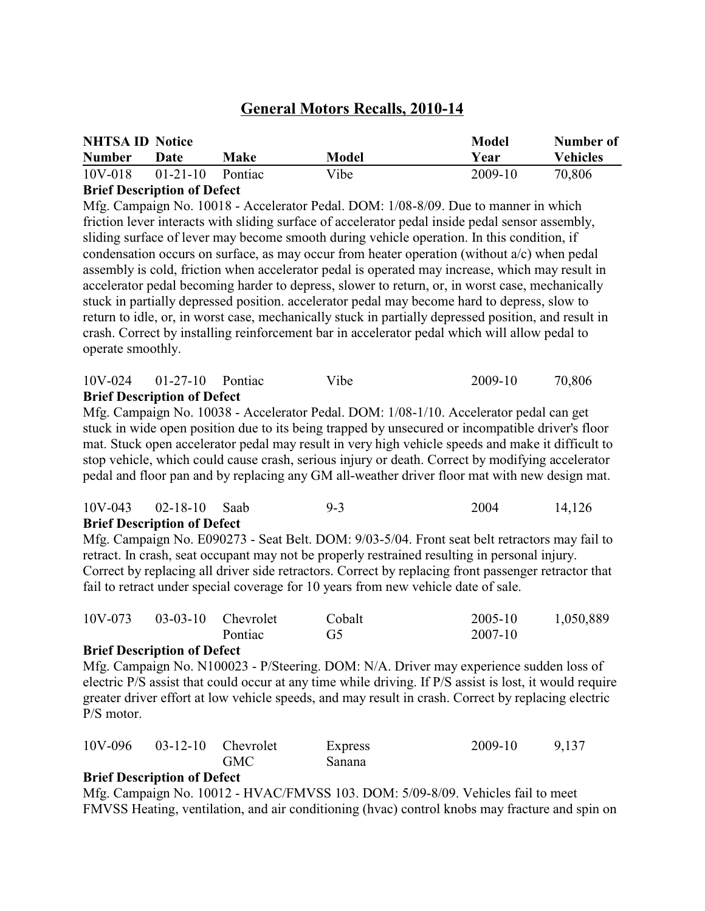# General Motors Recalls, 2010-14

| NHTSA ID Number | Notice Date | Make | Model | Model Year | Number of Vehicles |
|---|---|---|---|---|---|
| 10V-018 | 01-21-10 | Pontiac | Vibe | 2009-10 | 70,806 |

**Brief Description of Defect**

Mfg. Campaign No. 10018 - Accelerator Pedal. DOM: 1/08-8/09. Due to manner in which friction lever interacts with sliding surface of accelerator pedal inside pedal sensor assembly, sliding surface of lever may become smooth during vehicle operation. In this condition, if condensation occurs on surface, as may occur from heater operation (without a/c) when pedal assembly is cold, friction when accelerator pedal is operated may increase, which may result in accelerator pedal becoming harder to depress, slower to return, or, in worst case, mechanically stuck in partially depressed position. accelerator pedal may become hard to depress, slow to return to idle, or, in worst case, mechanically stuck in partially depressed position, and result in crash. Correct by installing reinforcement bar in accelerator pedal which will allow pedal to operate smoothly.

| NHTSA ID Number | Notice Date | Make | Model | Model Year | Number of Vehicles |
|---|---|---|---|---|---|
| 10V-024 | 01-27-10 | Pontiac | Vibe | 2009-10 | 70,806 |

**Brief Description of Defect**

Mfg. Campaign No. 10038 - Accelerator Pedal. DOM: 1/08-1/10. Accelerator pedal can get stuck in wide open position due to its being trapped by unsecured or incompatible driver's floor mat. Stuck open accelerator pedal may result in very high vehicle speeds and make it difficult to stop vehicle, which could cause crash, serious injury or death. Correct by modifying accelerator pedal and floor pan and by replacing any GM all-weather driver floor mat with new design mat.

| NHTSA ID Number | Notice Date | Make | Model | Model Year | Number of Vehicles |
|---|---|---|---|---|---|
| 10V-043 | 02-18-10 | Saab | 9-3 | 2004 | 14,126 |

**Brief Description of Defect**

Mfg. Campaign No. E090273 - Seat Belt. DOM: 9/03-5/04. Front seat belt retractors may fail to retract. In crash, seat occupant may not be properly restrained resulting in personal injury. Correct by replacing all driver side retractors. Correct by replacing front passenger retractor that fail to retract under special coverage for 10 years from new vehicle date of sale.

| NHTSA ID Number | Notice Date | Make | Model | Model Year | Number of Vehicles |
|---|---|---|---|---|---|
| 10V-073 | 03-03-10 | Chevrolet | Cobalt | 2005-10 | 1,050,889 |
| | | Pontiac | G5 | 2007-10 | |

**Brief Description of Defect**

Mfg. Campaign No. N100023 - P/Steering. DOM: N/A. Driver may experience sudden loss of electric P/S assist that could occur at any time while driving. If P/S assist is lost, it would require greater driver effort at low vehicle speeds, and may result in crash. Correct by replacing electric P/S motor.

| NHTSA ID Number | Notice Date | Make | Model | Model Year | Number of Vehicles |
|---|---|---|---|---|---|
| 10V-096 | 03-12-10 | Chevrolet | Express | 2009-10 | 9,137 |
| | | GMC | Sanana | | |

**Brief Description of Defect**

Mfg. Campaign No. 10012 - HVAC/FMVSS 103. DOM: 5/09-8/09. Vehicles fail to meet FMVSS Heating, ventilation, and air conditioning (hvac) control knobs may fracture and spin on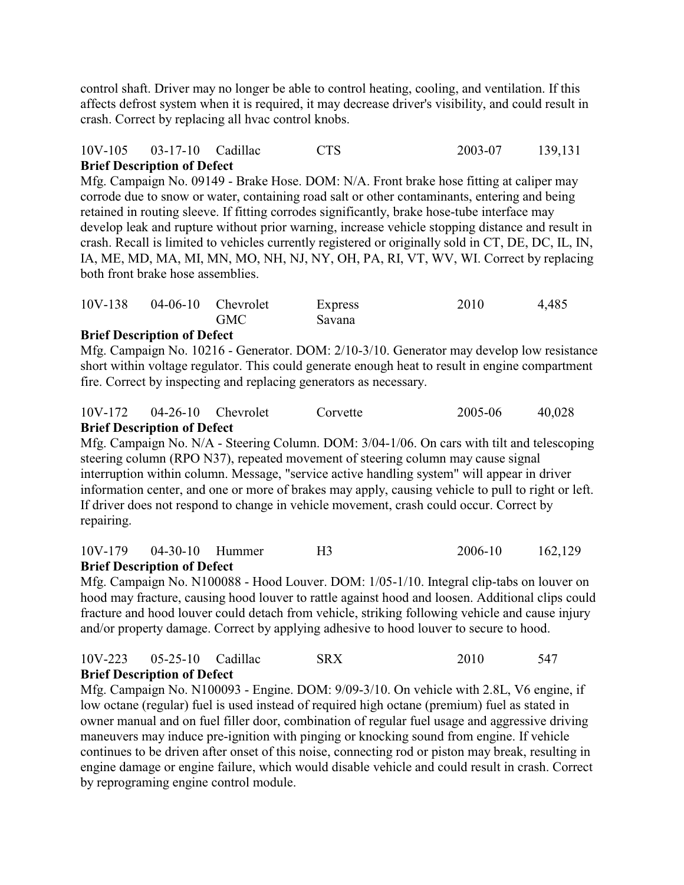control shaft. Driver may no longer be able to control heating, cooling, and ventilation. If this affects defrost system when it is required, it may decrease driver's visibility, and could result in crash. Correct by replacing all hvac control knobs.

| 10V-105 | 03-17-10 | Cadillac | CTS | 2003-07 | 139,131 |
|---|---|---|---|---|---|

**Brief Description of Defect**

Mfg. Campaign No. 09149 - Brake Hose. DOM: N/A. Front brake hose fitting at caliper may corrode due to snow or water, containing road salt or other contaminants, entering and being retained in routing sleeve. If fitting corrodes significantly, brake hose-tube interface may develop leak and rupture without prior warning, increase vehicle stopping distance and result in crash. Recall is limited to vehicles currently registered or originally sold in CT, DE, DC, IL, IN, IA, ME, MD, MA, MI, MN, MO, NH, NJ, NY, OH, PA, RI, VT, WV, WI. Correct by replacing both front brake hose assemblies.

| 10V-138 | 04-06-10 | Chevrolet<br>GMC | Express<br>Savana | 2010 | 4,485 |
|---|---|---|---|---|---|

**Brief Description of Defect**

Mfg. Campaign No. 10216 - Generator. DOM: 2/10-3/10. Generator may develop low resistance short within voltage regulator. This could generate enough heat to result in engine compartment fire. Correct by inspecting and replacing generators as necessary.

| 10V-172 | 04-26-10 | Chevrolet | Corvette | 2005-06 | 40,028 |
|---|---|---|---|---|---|

**Brief Description of Defect**

Mfg. Campaign No. N/A - Steering Column. DOM: 3/04-1/06. On cars with tilt and telescoping steering column (RPO N37), repeated movement of steering column may cause signal interruption within column. Message, "service active handling system" will appear in driver information center, and one or more of brakes may apply, causing vehicle to pull to right or left. If driver does not respond to change in vehicle movement, crash could occur. Correct by repairing.

| 10V-179 | 04-30-10 | Hummer | H3 | 2006-10 | 162,129 |
|---|---|---|---|---|---|

**Brief Description of Defect**

Mfg. Campaign No. N100088 - Hood Louver. DOM: 1/05-1/10. Integral clip-tabs on louver on hood may fracture, causing hood louver to rattle against hood and loosen. Additional clips could fracture and hood louver could detach from vehicle, striking following vehicle and cause injury and/or property damage. Correct by applying adhesive to hood louver to secure to hood.

| 10V-223 | 05-25-10 | Cadillac | SRX | 2010 | 547 |
|---|---|---|---|---|---|

**Brief Description of Defect**

Mfg. Campaign No. N100093 - Engine. DOM: 9/09-3/10. On vehicle with 2.8L, V6 engine, if low octane (regular) fuel is used instead of required high octane (premium) fuel as stated in owner manual and on fuel filler door, combination of regular fuel usage and aggressive driving maneuvers may induce pre-ignition with pinging or knocking sound from engine. If vehicle continues to be driven after onset of this noise, connecting rod or piston may break, resulting in engine damage or engine failure, which would disable vehicle and could result in crash. Correct by reprograming engine control module.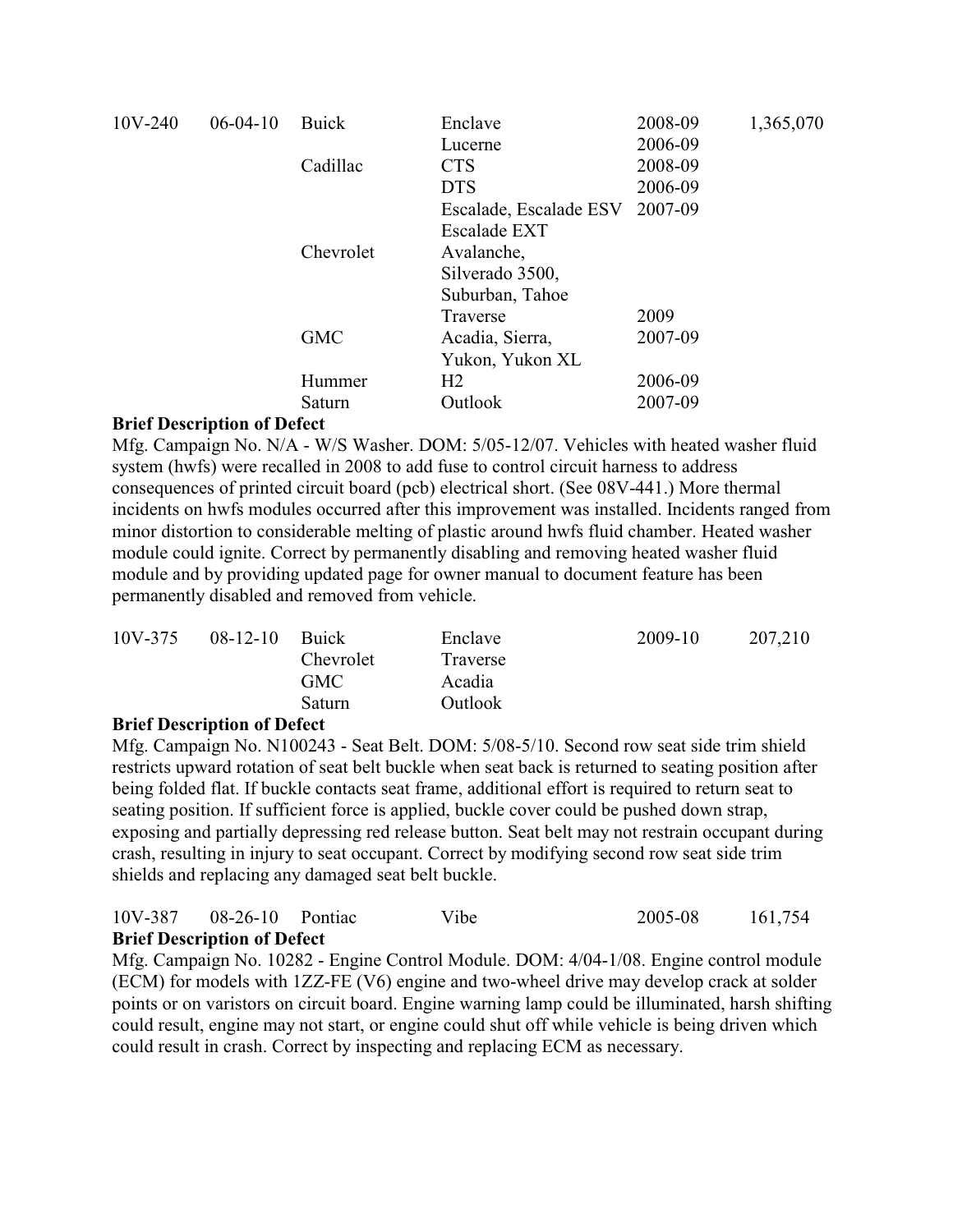| | | | | | |
|---|---|---|---|---|---|
| 10V-240 | 06-04-10 | Buick | Enclave | 2008-09 | 1,365,070 |
| | | | Lucerne | 2006-09 | |
| | | Cadillac | CTS | 2008-09 | |
| | | | DTS | 2006-09 | |
| | | | Escalade, Escalade ESV Escalade EXT | 2007-09 | |
| | | Chevrolet | Avalanche, Silverado 3500, Suburban, Tahoe | | |
| | | | Traverse | 2009 | |
| | | GMC | Acadia, Sierra, Yukon, Yukon XL | 2007-09 | |
| | | Hummer | H2 | 2006-09 | |
| | | Saturn | Outlook | 2007-09 | |

**Brief Description of Defect**

Mfg. Campaign No. N/A - W/S Washer. DOM: 5/05-12/07. Vehicles with heated washer fluid system (hwfs) were recalled in 2008 to add fuse to control circuit harness to address consequences of printed circuit board (pcb) electrical short. (See 08V-441.) More thermal incidents on hwfs modules occurred after this improvement was installed. Incidents ranged from minor distortion to considerable melting of plastic around hwfs fluid chamber. Heated washer module could ignite. Correct by permanently disabling and removing heated washer fluid module and by providing updated page for owner manual to document feature has been permanently disabled and removed from vehicle.

| | | | | | |
|---|---|---|---|---|---|
| 10V-375 | 08-12-10 | Buick | Enclave | 2009-10 | 207,210 |
| | | Chevrolet | Traverse | | |
| | | GMC | Acadia | | |
| | | Saturn | Outlook | | |

**Brief Description of Defect**

Mfg. Campaign No. N100243 - Seat Belt. DOM: 5/08-5/10. Second row seat side trim shield restricts upward rotation of seat belt buckle when seat back is returned to seating position after being folded flat. If buckle contacts seat frame, additional effort is required to return seat to seating position. If sufficient force is applied, buckle cover could be pushed down strap, exposing and partially depressing red release button. Seat belt may not restrain occupant during crash, resulting in injury to seat occupant. Correct by modifying second row seat side trim shields and replacing any damaged seat belt buckle.

| | | | | | |
|---|---|---|---|---|---|
| 10V-387 | 08-26-10 | Pontiac | Vibe | 2005-08 | 161,754 |

**Brief Description of Defect**

Mfg. Campaign No. 10282 - Engine Control Module. DOM: 4/04-1/08. Engine control module (ECM) for models with 1ZZ-FE (V6) engine and two-wheel drive may develop crack at solder points or on varistors on circuit board. Engine warning lamp could be illuminated, harsh shifting could result, engine may not start, or engine could shut off while vehicle is being driven which could result in crash. Correct by inspecting and replacing ECM as necessary.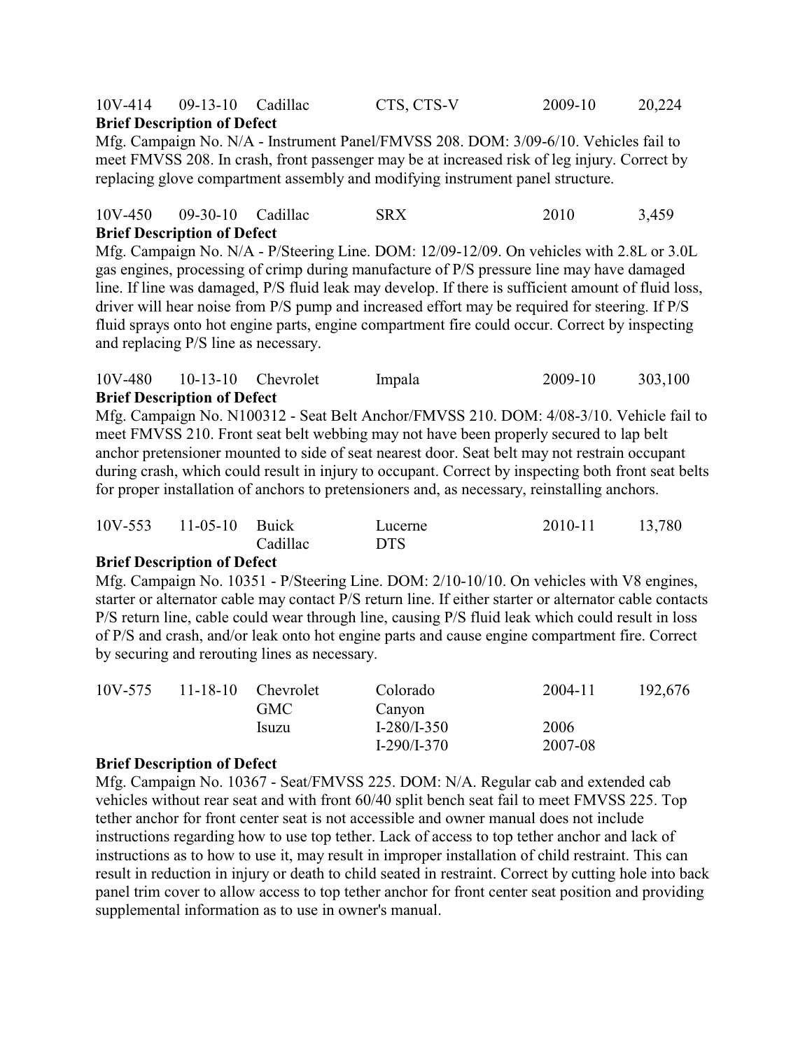10V-414    09-13-10    Cadillac    CTS, CTS-V    2009-10    20,224

**Brief Description of Defect**

Mfg. Campaign No. N/A - Instrument Panel/FMVSS 208. DOM: 3/09-6/10. Vehicles fail to meet FMVSS 208. In crash, front passenger may be at increased risk of leg injury. Correct by replacing glove compartment assembly and modifying instrument panel structure.

10V-450    09-30-10    Cadillac    SRX    2010    3,459

**Brief Description of Defect**

Mfg. Campaign No. N/A - P/Steering Line. DOM: 12/09-12/09. On vehicles with 2.8L or 3.0L gas engines, processing of crimp during manufacture of P/S pressure line may have damaged line. If line was damaged, P/S fluid leak may develop. If there is sufficient amount of fluid loss, driver will hear noise from P/S pump and increased effort may be required for steering. If P/S fluid sprays onto hot engine parts, engine compartment fire could occur. Correct by inspecting and replacing P/S line as necessary.

10V-480    10-13-10    Chevrolet    Impala    2009-10    303,100

**Brief Description of Defect**

Mfg. Campaign No. N100312 - Seat Belt Anchor/FMVSS 210. DOM: 4/08-3/10. Vehicle fail to meet FMVSS 210. Front seat belt webbing may not have been properly secured to lap belt anchor pretensioner mounted to side of seat nearest door. Seat belt may not restrain occupant during crash, which could result in injury to occupant. Correct by inspecting both front seat belts for proper installation of anchors to pretensioners and, as necessary, reinstalling anchors.

10V-553    11-05-10    Buick    Lucerne    2010-11    13,780
                                  Cadillac    DTS

**Brief Description of Defect**

Mfg. Campaign No. 10351 - P/Steering Line. DOM: 2/10-10/10. On vehicles with V8 engines, starter or alternator cable may contact P/S return line. If either starter or alternator cable contacts P/S return line, cable could wear through line, causing P/S fluid leak which could result in loss of P/S and crash, and/or leak onto hot engine parts and cause engine compartment fire. Correct by securing and rerouting lines as necessary.

10V-575    11-18-10    Chevrolet    Colorado    2004-11    192,676
                                  GMC    Canyon
                                  Isuzu    I-280/I-350    2006
                                              I-290/I-370    2007-08

**Brief Description of Defect**

Mfg. Campaign No. 10367 - Seat/FMVSS 225. DOM: N/A. Regular cab and extended cab vehicles without rear seat and with front 60/40 split bench seat fail to meet FMVSS 225. Top tether anchor for front center seat is not accessible and owner manual does not include instructions regarding how to use top tether. Lack of access to top tether anchor and lack of instructions as to how to use it, may result in improper installation of child restraint. This can result in reduction in injury or death to child seated in restraint. Correct by cutting hole into back panel trim cover to allow access to top tether anchor for front center seat position and providing supplemental information as to use in owner's manual.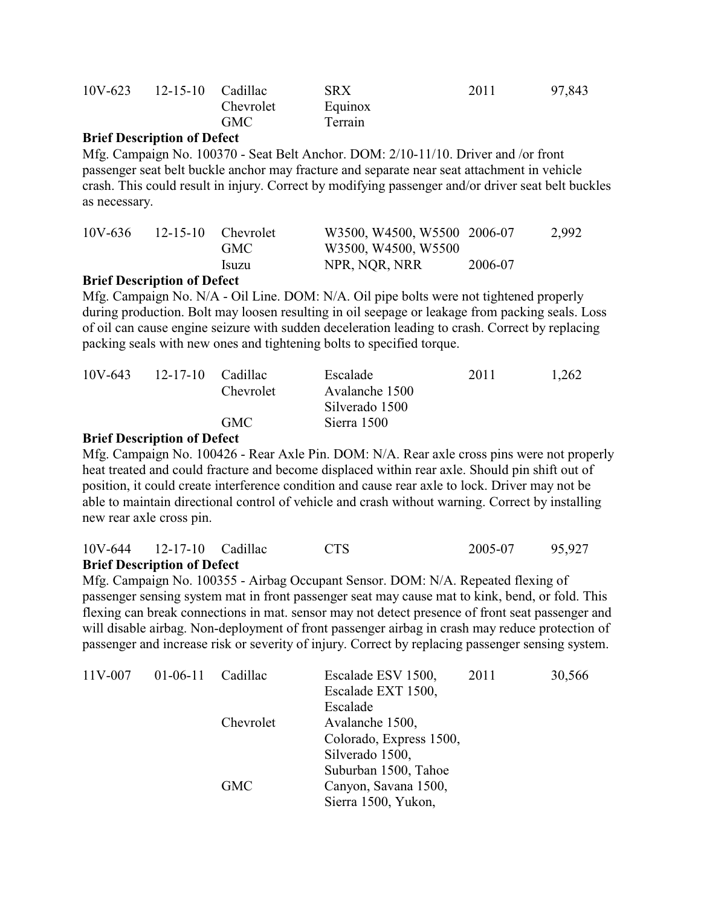| 10V-623 | 12-15-10 | Cadillac | SRX | 2011 | 97,843 |
|---|---|---|---|---|---|
| | | Chevrolet | Equinox | | |
| | | GMC | Terrain | | |

**Brief Description of Defect**

Mfg. Campaign No. 100370 - Seat Belt Anchor. DOM: 2/10-11/10. Driver and /or front passenger seat belt buckle anchor may fracture and separate near seat attachment in vehicle crash. This could result in injury. Correct by modifying passenger and/or driver seat belt buckles as necessary.

| 10V-636 | 12-15-10 | Chevrolet | W3500, W4500, W5500 | 2006-07 | 2,992 |
|---|---|---|---|---|---|
| | | GMC | W3500, W4500, W5500 | | |
| | | Isuzu | NPR, NQR, NRR | 2006-07 | |

**Brief Description of Defect**

Mfg. Campaign No. N/A - Oil Line. DOM: N/A. Oil pipe bolts were not tightened properly during production. Bolt may loosen resulting in oil seepage or leakage from packing seals. Loss of oil can cause engine seizure with sudden deceleration leading to crash. Correct by replacing packing seals with new ones and tightening bolts to specified torque.

| 10V-643 | 12-17-10 | Cadillac | Escalade | 2011 | 1,262 |
|---|---|---|---|---|---|
| | | Chevrolet | Avalanche 1500 | | |
| | | | Silverado 1500 | | |
| | | GMC | Sierra 1500 | | |

**Brief Description of Defect**

Mfg. Campaign No. 100426 - Rear Axle Pin. DOM: N/A. Rear axle cross pins were not properly heat treated and could fracture and become displaced within rear axle. Should pin shift out of position, it could create interference condition and cause rear axle to lock. Driver may not be able to maintain directional control of vehicle and crash without warning. Correct by installing new rear axle cross pin.

| 10V-644 | 12-17-10 | Cadillac | CTS | 2005-07 | 95,927 |
|---|---|---|---|---|---|

**Brief Description of Defect**

Mfg. Campaign No. 100355 - Airbag Occupant Sensor. DOM: N/A. Repeated flexing of passenger sensing system mat in front passenger seat may cause mat to kink, bend, or fold. This flexing can break connections in mat. sensor may not detect presence of front seat passenger and will disable airbag. Non-deployment of front passenger airbag in crash may reduce protection of passenger and increase risk or severity of injury. Correct by replacing passenger sensing system.

| 11V-007 | 01-06-11 | Cadillac | Escalade ESV 1500, Escalade EXT 1500, Escalade | 2011 | 30,566 |
|---|---|---|---|---|---|
| | | Chevrolet | Avalanche 1500, Colorado, Express 1500, Silverado 1500, Suburban 1500, Tahoe | | |
| | | GMC | Canyon, Savana 1500, Sierra 1500, Yukon, | | |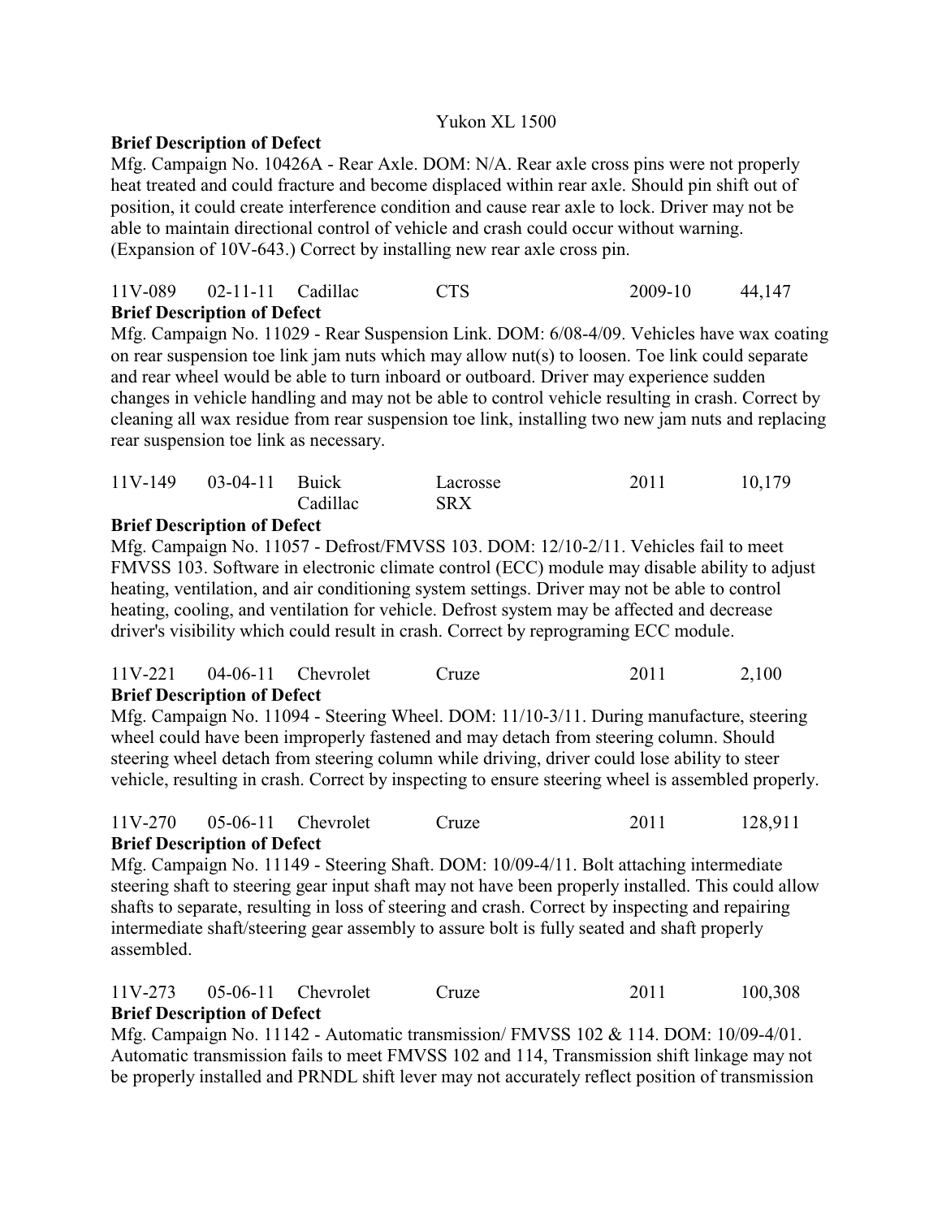Yukon XL 1500

**Brief Description of Defect**

Mfg. Campaign No. 10426A - Rear Axle. DOM: N/A. Rear axle cross pins were not properly heat treated and could fracture and become displaced within rear axle. Should pin shift out of position, it could create interference condition and cause rear axle to lock. Driver may not be able to maintain directional control of vehicle and crash could occur without warning. (Expansion of 10V-643.) Correct by installing new rear axle cross pin.

| 11V-089 | 02-11-11 | Cadillac | CTS | 2009-10 | 44,147 |
|---|---|---|---|---|---|

**Brief Description of Defect**

Mfg. Campaign No. 11029 - Rear Suspension Link. DOM: 6/08-4/09. Vehicles have wax coating on rear suspension toe link jam nuts which may allow nut(s) to loosen. Toe link could separate and rear wheel would be able to turn inboard or outboard. Driver may experience sudden changes in vehicle handling and may not be able to control vehicle resulting in crash. Correct by cleaning all wax residue from rear suspension toe link, installing two new jam nuts and replacing rear suspension toe link as necessary.

| 11V-149 | 03-04-11 | Buick<br>Cadillac | Lacrosse<br>SRX | 2011 | 10,179 |
|---|---|---|---|---|---|

**Brief Description of Defect**

Mfg. Campaign No. 11057 - Defrost/FMVSS 103. DOM: 12/10-2/11. Vehicles fail to meet FMVSS 103. Software in electronic climate control (ECC) module may disable ability to adjust heating, ventilation, and air conditioning system settings. Driver may not be able to control heating, cooling, and ventilation for vehicle. Defrost system may be affected and decrease driver's visibility which could result in crash. Correct by reprograming ECC module.

| 11V-221 | 04-06-11 | Chevrolet | Cruze | 2011 | 2,100 |
|---|---|---|---|---|---|

**Brief Description of Defect**

Mfg. Campaign No. 11094 - Steering Wheel. DOM: 11/10-3/11. During manufacture, steering wheel could have been improperly fastened and may detach from steering column. Should steering wheel detach from steering column while driving, driver could lose ability to steer vehicle, resulting in crash. Correct by inspecting to ensure steering wheel is assembled properly.

| 11V-270 | 05-06-11 | Chevrolet | Cruze | 2011 | 128,911 |
|---|---|---|---|---|---|

**Brief Description of Defect**

Mfg. Campaign No. 11149 - Steering Shaft. DOM: 10/09-4/11. Bolt attaching intermediate steering shaft to steering gear input shaft may not have been properly installed. This could allow shafts to separate, resulting in loss of steering and crash. Correct by inspecting and repairing intermediate shaft/steering gear assembly to assure bolt is fully seated and shaft properly assembled.

| 11V-273 | 05-06-11 | Chevrolet | Cruze | 2011 | 100,308 |
|---|---|---|---|---|---|

**Brief Description of Defect**

Mfg. Campaign No. 11142 - Automatic transmission/ FMVSS 102 & 114. DOM: 10/09-4/01. Automatic transmission fails to meet FMVSS 102 and 114, Transmission shift linkage may not be properly installed and PRNDL shift lever may not accurately reflect position of transmission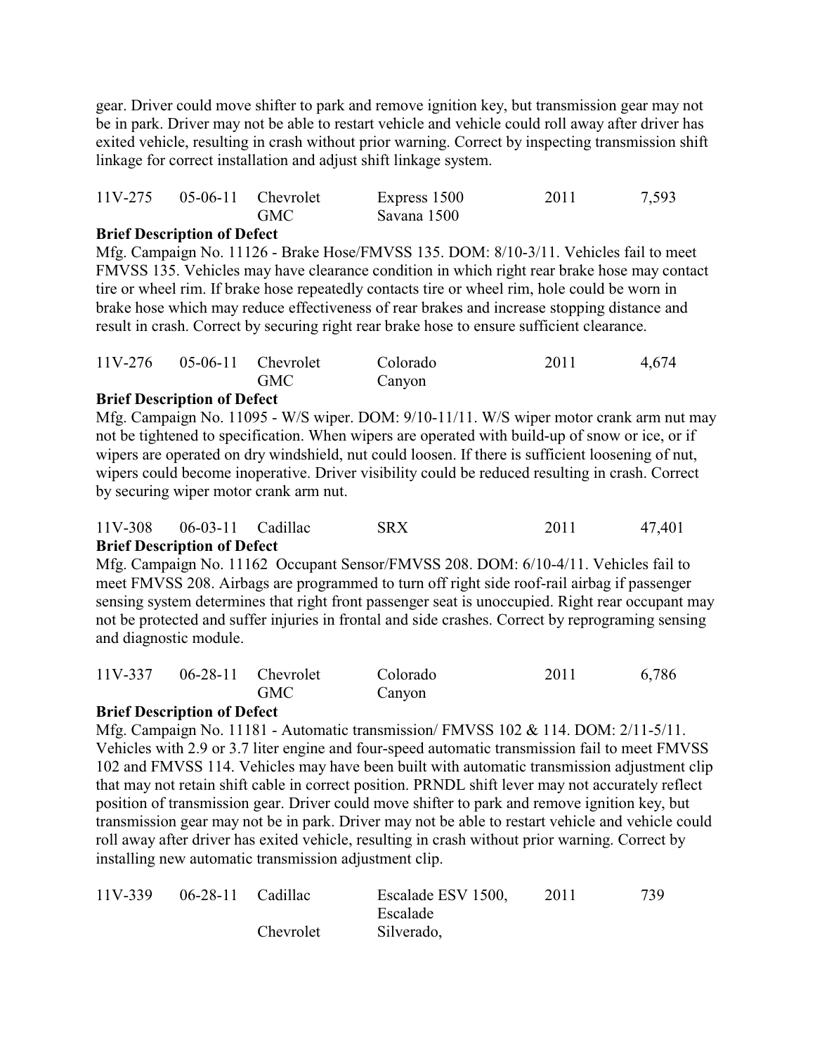gear. Driver could move shifter to park and remove ignition key, but transmission gear may not be in park. Driver may not be able to restart vehicle and vehicle could roll away after driver has exited vehicle, resulting in crash without prior warning. Correct by inspecting transmission shift linkage for correct installation and adjust shift linkage system.

| 11V-275 | 05-06-11 | Chevrolet<br>GMC | Express 1500<br>Savana 1500 | 2011 | 7,593 |
|---|---|---|---|---|---|

**Brief Description of Defect**

Mfg. Campaign No. 11126 - Brake Hose/FMVSS 135. DOM: 8/10-3/11. Vehicles fail to meet FMVSS 135. Vehicles may have clearance condition in which right rear brake hose may contact tire or wheel rim. If brake hose repeatedly contacts tire or wheel rim, hole could be worn in brake hose which may reduce effectiveness of rear brakes and increase stopping distance and result in crash. Correct by securing right rear brake hose to ensure sufficient clearance.

| 11V-276 | 05-06-11 | Chevrolet<br>GMC | Colorado<br>Canyon | 2011 | 4,674 |
|---|---|---|---|---|---|

**Brief Description of Defect**

Mfg. Campaign No. 11095 - W/S wiper. DOM: 9/10-11/11. W/S wiper motor crank arm nut may not be tightened to specification. When wipers are operated with build-up of snow or ice, or if wipers are operated on dry windshield, nut could loosen. If there is sufficient loosening of nut, wipers could become inoperative. Driver visibility could be reduced resulting in crash. Correct by securing wiper motor crank arm nut.

| 11V-308 | 06-03-11 | Cadillac | SRX | 2011 | 47,401 |
|---|---|---|---|---|---|

**Brief Description of Defect**

Mfg. Campaign No. 11162 Occupant Sensor/FMVSS 208. DOM: 6/10-4/11. Vehicles fail to meet FMVSS 208. Airbags are programmed to turn off right side roof-rail airbag if passenger sensing system determines that right front passenger seat is unoccupied. Right rear occupant may not be protected and suffer injuries in frontal and side crashes. Correct by reprograming sensing and diagnostic module.

| 11V-337 | 06-28-11 | Chevrolet<br>GMC | Colorado<br>Canyon | 2011 | 6,786 |
|---|---|---|---|---|---|

**Brief Description of Defect**

Mfg. Campaign No. 11181 - Automatic transmission/ FMVSS 102 & 114. DOM: 2/11-5/11. Vehicles with 2.9 or 3.7 liter engine and four-speed automatic transmission fail to meet FMVSS 102 and FMVSS 114. Vehicles may have been built with automatic transmission adjustment clip that may not retain shift cable in correct position. PRNDL shift lever may not accurately reflect position of transmission gear. Driver could move shifter to park and remove ignition key, but transmission gear may not be in park. Driver may not be able to restart vehicle and vehicle could roll away after driver has exited vehicle, resulting in crash without prior warning. Correct by installing new automatic transmission adjustment clip.

| 11V-339 | 06-28-11 | Cadillac<br><br>Chevrolet | Escalade ESV 1500,<br>Escalade<br>Silverado, | 2011 | 739 |
|---|---|---|---|---|---|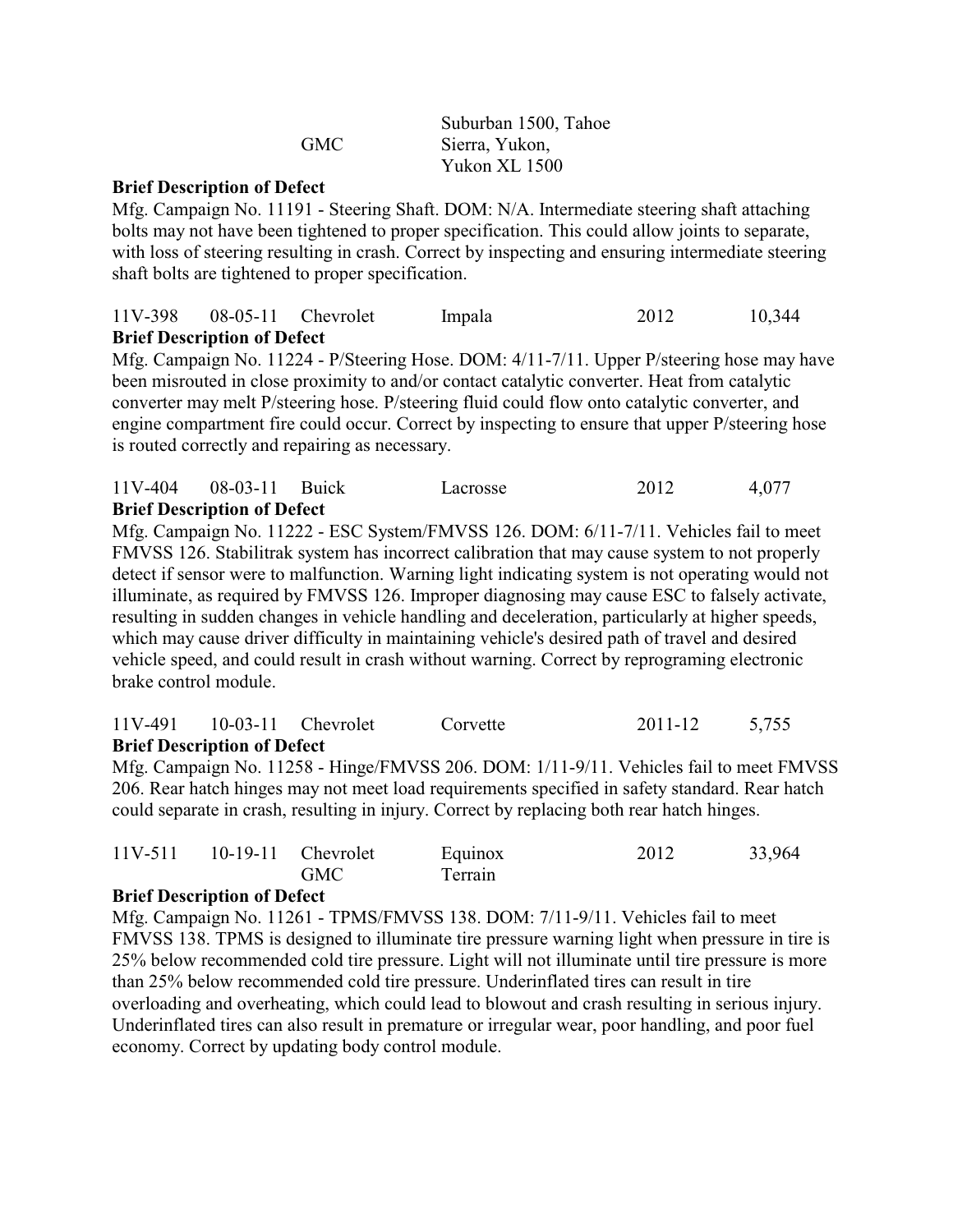| | | | Suburban 1500, Tahoe | | |
|---|---|---|---|---|---|
| | | GMC | Sierra, Yukon, Yukon XL 1500 | | |

**Brief Description of Defect**

Mfg. Campaign No. 11191 - Steering Shaft. DOM: N/A. Intermediate steering shaft attaching bolts may not have been tightened to proper specification. This could allow joints to separate, with loss of steering resulting in crash. Correct by inspecting and ensuring intermediate steering shaft bolts are tightened to proper specification.

| | | | | | |
|---|---|---|---|---|---|
| 11V-398 | 08-05-11 | Chevrolet | Impala | 2012 | 10,344 |

**Brief Description of Defect**

Mfg. Campaign No. 11224 - P/Steering Hose. DOM: 4/11-7/11. Upper P/steering hose may have been misrouted in close proximity to and/or contact catalytic converter. Heat from catalytic converter may melt P/steering hose. P/steering fluid could flow onto catalytic converter, and engine compartment fire could occur. Correct by inspecting to ensure that upper P/steering hose is routed correctly and repairing as necessary.

| | | | | | |
|---|---|---|---|---|---|
| 11V-404 | 08-03-11 | Buick | Lacrosse | 2012 | 4,077 |

**Brief Description of Defect**

Mfg. Campaign No. 11222 - ESC System/FMVSS 126. DOM: 6/11-7/11. Vehicles fail to meet FMVSS 126. Stabilitrak system has incorrect calibration that may cause system to not properly detect if sensor were to malfunction. Warning light indicating system is not operating would not illuminate, as required by FMVSS 126. Improper diagnosing may cause ESC to falsely activate, resulting in sudden changes in vehicle handling and deceleration, particularly at higher speeds, which may cause driver difficulty in maintaining vehicle's desired path of travel and desired vehicle speed, and could result in crash without warning. Correct by reprograming electronic brake control module.

| | | | | | |
|---|---|---|---|---|---|
| 11V-491 | 10-03-11 | Chevrolet | Corvette | 2011-12 | 5,755 |

**Brief Description of Defect**

Mfg. Campaign No. 11258 - Hinge/FMVSS 206. DOM: 1/11-9/11. Vehicles fail to meet FMVSS 206. Rear hatch hinges may not meet load requirements specified in safety standard. Rear hatch could separate in crash, resulting in injury. Correct by replacing both rear hatch hinges.

| | | | | | |
|---|---|---|---|---|---|
| 11V-511 | 10-19-11 | Chevrolet | Equinox | 2012 | 33,964 |
| | | GMC | Terrain | | |

**Brief Description of Defect**

Mfg. Campaign No. 11261 - TPMS/FMVSS 138. DOM: 7/11-9/11. Vehicles fail to meet FMVSS 138. TPMS is designed to illuminate tire pressure warning light when pressure in tire is 25% below recommended cold tire pressure. Light will not illuminate until tire pressure is more than 25% below recommended cold tire pressure. Underinflated tires can result in tire overloading and overheating, which could lead to blowout and crash resulting in serious injury. Underinflated tires can also result in premature or irregular wear, poor handling, and poor fuel economy. Correct by updating body control module.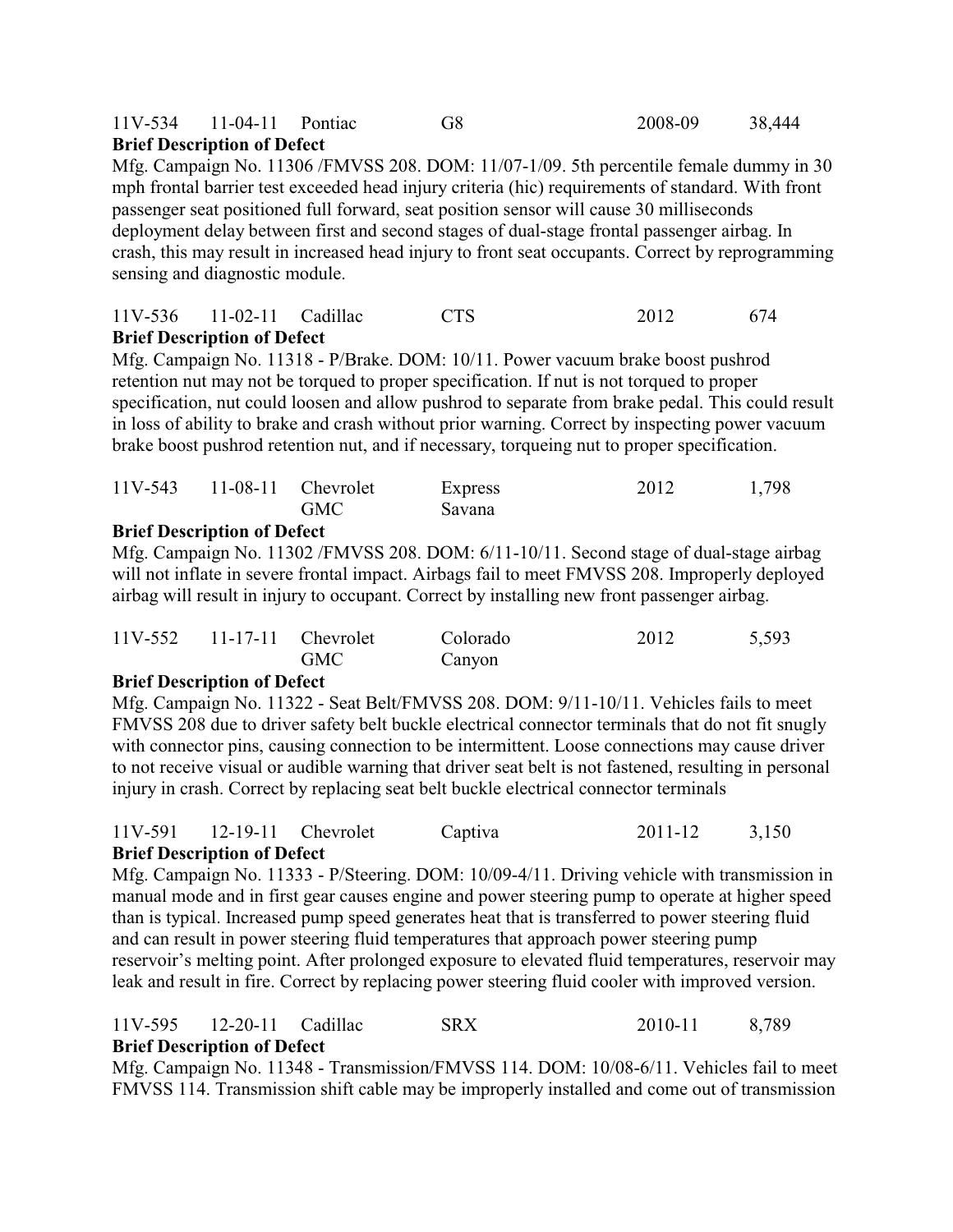| 11V-534 | 11-04-11 | Pontiac | G8 | 2008-09 | 38,444 |
|---|---|---|---|---|---|

**Brief Description of Defect**

Mfg. Campaign No. 11306 /FMVSS 208. DOM: 11/07-1/09. 5th percentile female dummy in 30 mph frontal barrier test exceeded head injury criteria (hic) requirements of standard. With front passenger seat positioned full forward, seat position sensor will cause 30 milliseconds deployment delay between first and second stages of dual-stage frontal passenger airbag. In crash, this may result in increased head injury to front seat occupants. Correct by reprogramming sensing and diagnostic module.

| 11V-536 | 11-02-11 | Cadillac | CTS | 2012 | 674 |
|---|---|---|---|---|---|

**Brief Description of Defect**

Mfg. Campaign No. 11318 - P/Brake. DOM: 10/11. Power vacuum brake boost pushrod retention nut may not be torqued to proper specification. If nut is not torqued to proper specification, nut could loosen and allow pushrod to separate from brake pedal. This could result in loss of ability to brake and crash without prior warning. Correct by inspecting power vacuum brake boost pushrod retention nut, and if necessary, torqueing nut to proper specification.

| 11V-543 | 11-08-11 | Chevrolet<br>GMC | Express<br>Savana | 2012 | 1,798 |
|---|---|---|---|---|---|

**Brief Description of Defect**

Mfg. Campaign No. 11302 /FMVSS 208. DOM: 6/11-10/11. Second stage of dual-stage airbag will not inflate in severe frontal impact. Airbags fail to meet FMVSS 208. Improperly deployed airbag will result in injury to occupant. Correct by installing new front passenger airbag.

| 11V-552 | 11-17-11 | Chevrolet<br>GMC | Colorado<br>Canyon | 2012 | 5,593 |
|---|---|---|---|---|---|

**Brief Description of Defect**

Mfg. Campaign No. 11322 - Seat Belt/FMVSS 208. DOM: 9/11-10/11. Vehicles fails to meet FMVSS 208 due to driver safety belt buckle electrical connector terminals that do not fit snugly with connector pins, causing connection to be intermittent. Loose connections may cause driver to not receive visual or audible warning that driver seat belt is not fastened, resulting in personal injury in crash. Correct by replacing seat belt buckle electrical connector terminals

| 11V-591 | 12-19-11 | Chevrolet | Captiva | 2011-12 | 3,150 |
|---|---|---|---|---|---|

**Brief Description of Defect**

Mfg. Campaign No. 11333 - P/Steering. DOM: 10/09-4/11. Driving vehicle with transmission in manual mode and in first gear causes engine and power steering pump to operate at higher speed than is typical. Increased pump speed generates heat that is transferred to power steering fluid and can result in power steering fluid temperatures that approach power steering pump reservoir's melting point. After prolonged exposure to elevated fluid temperatures, reservoir may leak and result in fire. Correct by replacing power steering fluid cooler with improved version.

| 11V-595 | 12-20-11 | Cadillac | SRX | 2010-11 | 8,789 |
|---|---|---|---|---|---|

**Brief Description of Defect**

Mfg. Campaign No. 11348 - Transmission/FMVSS 114. DOM: 10/08-6/11. Vehicles fail to meet FMVSS 114. Transmission shift cable may be improperly installed and come out of transmission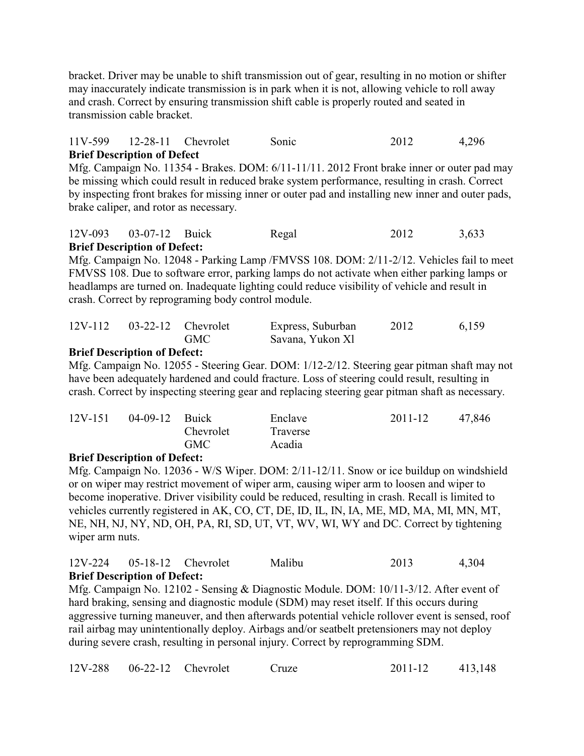bracket. Driver may be unable to shift transmission out of gear, resulting in no motion or shifter may inaccurately indicate transmission is in park when it is not, allowing vehicle to roll away and crash. Correct by ensuring transmission shift cable is properly routed and seated in transmission cable bracket.

| 11V-599 | 12-28-11 | Chevrolet | Sonic | 2012 | 4,296 |
|---|---|---|---|---|---|

**Brief Description of Defect**

Mfg. Campaign No. 11354 - Brakes. DOM: 6/11-11/11. 2012 Front brake inner or outer pad may be missing which could result in reduced brake system performance, resulting in crash. Correct by inspecting front brakes for missing inner or outer pad and installing new inner and outer pads, brake caliper, and rotor as necessary.

| 12V-093 | 03-07-12 | Buick | Regal | 2012 | 3,633 |
|---|---|---|---|---|---|

**Brief Description of Defect:**

Mfg. Campaign No. 12048 - Parking Lamp /FMVSS 108. DOM: 2/11-2/12. Vehicles fail to meet FMVSS 108. Due to software error, parking lamps do not activate when either parking lamps or headlamps are turned on. Inadequate lighting could reduce visibility of vehicle and result in crash. Correct by reprograming body control module.

| 12V-112 | 03-22-12 | Chevrolet | Express, Suburban | 2012 | 6,159 |
|---|---|---|---|---|---|
| | | GMC | Savana, Yukon Xl | | |

**Brief Description of Defect:**

Mfg. Campaign No. 12055 - Steering Gear. DOM: 1/12-2/12. Steering gear pitman shaft may not have been adequately hardened and could fracture. Loss of steering could result, resulting in crash. Correct by inspecting steering gear and replacing steering gear pitman shaft as necessary.

| 12V-151 | 04-09-12 | Buick | Enclave | 2011-12 | 47,846 |
|---|---|---|---|---|---|
| | | Chevrolet | Traverse | | |
| | | GMC | Acadia | | |

**Brief Description of Defect:**

Mfg. Campaign No. 12036 - W/S Wiper. DOM: 2/11-12/11. Snow or ice buildup on windshield or on wiper may restrict movement of wiper arm, causing wiper arm to loosen and wiper to become inoperative. Driver visibility could be reduced, resulting in crash. Recall is limited to vehicles currently registered in AK, CO, CT, DE, ID, IL, IN, IA, ME, MD, MA, MI, MN, MT, NE, NH, NJ, NY, ND, OH, PA, RI, SD, UT, VT, WV, WI, WY and DC. Correct by tightening wiper arm nuts.

| 12V-224 | 05-18-12 | Chevrolet | Malibu | 2013 | 4,304 |
|---|---|---|---|---|---|

**Brief Description of Defect:**

Mfg. Campaign No. 12102 - Sensing & Diagnostic Module. DOM: 10/11-3/12. After event of hard braking, sensing and diagnostic module (SDM) may reset itself. If this occurs during aggressive turning maneuver, and then afterwards potential vehicle rollover event is sensed, roof rail airbag may unintentionally deploy. Airbags and/or seatbelt pretensioners may not deploy during severe crash, resulting in personal injury. Correct by reprogramming SDM.

| 12V-288 | 06-22-12 | Chevrolet | Cruze | 2011-12 | 413,148 |
|---|---|---|---|---|---|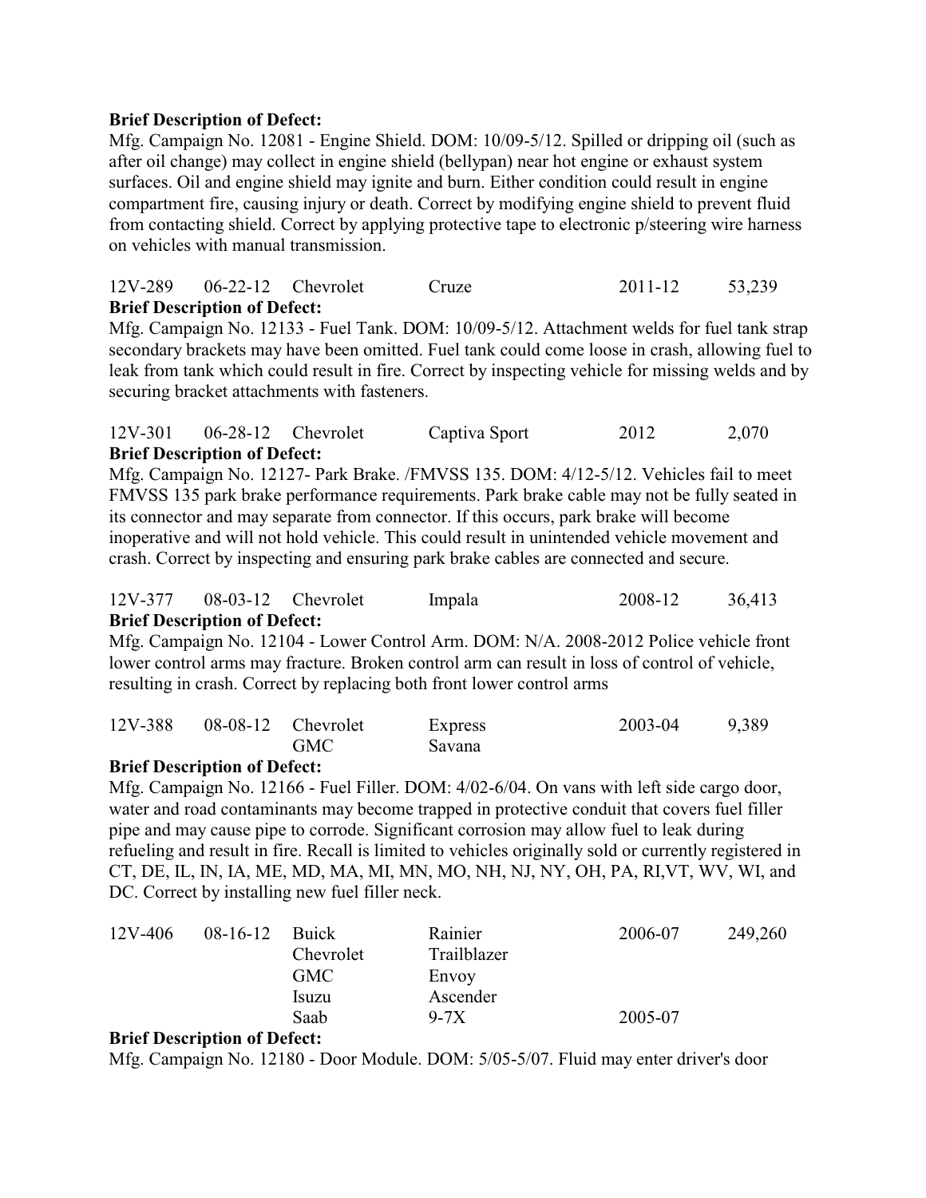**Brief Description of Defect:**

Mfg. Campaign No. 12081 - Engine Shield. DOM: 10/09-5/12. Spilled or dripping oil (such as after oil change) may collect in engine shield (bellypan) near hot engine or exhaust system surfaces. Oil and engine shield may ignite and burn. Either condition could result in engine compartment fire, causing injury or death. Correct by modifying engine shield to prevent fluid from contacting shield. Correct by applying protective tape to electronic p/steering wire harness on vehicles with manual transmission.

| 12V-289 | 06-22-12 | Chevrolet | Cruze | 2011-12 | 53,239 |
|---|---|---|---|---|---|

**Brief Description of Defect:**

Mfg. Campaign No. 12133 - Fuel Tank. DOM: 10/09-5/12. Attachment welds for fuel tank strap secondary brackets may have been omitted. Fuel tank could come loose in crash, allowing fuel to leak from tank which could result in fire. Correct by inspecting vehicle for missing welds and by securing bracket attachments with fasteners.

| 12V-301 | 06-28-12 | Chevrolet | Captiva Sport | 2012 | 2,070 |
|---|---|---|---|---|---|

**Brief Description of Defect:**

Mfg. Campaign No. 12127- Park Brake. /FMVSS 135. DOM: 4/12-5/12. Vehicles fail to meet FMVSS 135 park brake performance requirements. Park brake cable may not be fully seated in its connector and may separate from connector. If this occurs, park brake will become inoperative and will not hold vehicle. This could result in unintended vehicle movement and crash. Correct by inspecting and ensuring park brake cables are connected and secure.

| 12V-377 | 08-03-12 | Chevrolet | Impala | 2008-12 | 36,413 |
|---|---|---|---|---|---|

**Brief Description of Defect:**

Mfg. Campaign No. 12104 - Lower Control Arm. DOM: N/A. 2008-2012 Police vehicle front lower control arms may fracture. Broken control arm can result in loss of control of vehicle, resulting in crash. Correct by replacing both front lower control arms

| 12V-388 | 08-08-12 | Chevrolet | Express | 2003-04 | 9,389 |
|---|---|---|---|---|---|
| | | GMC | Savana | | |

**Brief Description of Defect:**

Mfg. Campaign No. 12166 - Fuel Filler. DOM: 4/02-6/04. On vans with left side cargo door, water and road contaminants may become trapped in protective conduit that covers fuel filler pipe and may cause pipe to corrode. Significant corrosion may allow fuel to leak during refueling and result in fire. Recall is limited to vehicles originally sold or currently registered in CT, DE, IL, IN, IA, ME, MD, MA, MI, MN, MO, NH, NJ, NY, OH, PA, RI,VT, WV, WI, and DC. Correct by installing new fuel filler neck.

| 12V-406 | 08-16-12 | Buick | Rainier | 2006-07 | 249,260 |
|---|---|---|---|---|---|
| | | Chevrolet | Trailblazer | | |
| | | GMC | Envoy | | |
| | | Isuzu | Ascender | | |
| | | Saab | 9-7X | 2005-07 | |

**Brief Description of Defect:**

Mfg. Campaign No. 12180 - Door Module. DOM: 5/05-5/07. Fluid may enter driver's door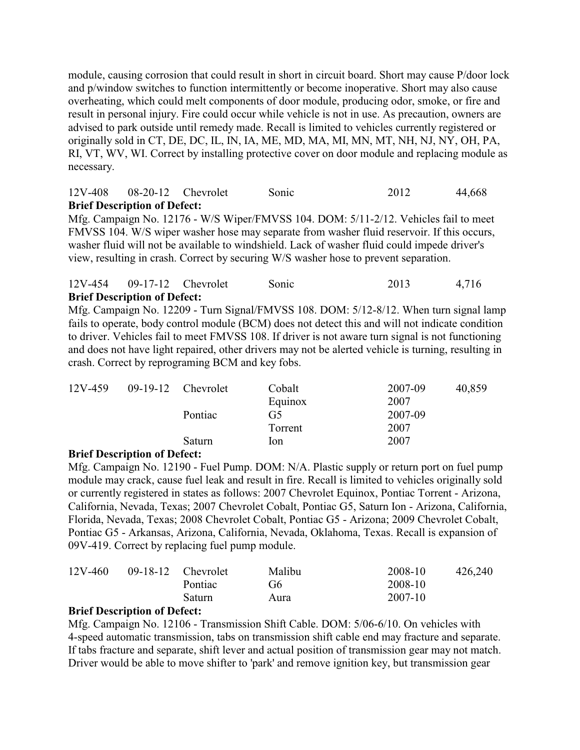module, causing corrosion that could result in short in circuit board. Short may cause P/door lock and p/window switches to function intermittently or become inoperative. Short may also cause overheating, which could melt components of door module, producing odor, smoke, or fire and result in personal injury. Fire could occur while vehicle is not in use. As precaution, owners are advised to park outside until remedy made. Recall is limited to vehicles currently registered or originally sold in CT, DE, DC, IL, IN, IA, ME, MD, MA, MI, MN, MT, NH, NJ, NY, OH, PA, RI, VT, WV, WI. Correct by installing protective cover on door module and replacing module as necessary.

| 12V-408 | 08-20-12 | Chevrolet | Sonic | 2012 | 44,668 |
|---|---|---|---|---|---|

**Brief Description of Defect:**
Mfg. Campaign No. 12176 - W/S Wiper/FMVSS 104. DOM: 5/11-2/12. Vehicles fail to meet FMVSS 104. W/S wiper washer hose may separate from washer fluid reservoir. If this occurs, washer fluid will not be available to windshield. Lack of washer fluid could impede driver's view, resulting in crash. Correct by securing W/S washer hose to prevent separation.

| 12V-454 | 09-17-12 | Chevrolet | Sonic | 2013 | 4,716 |
|---|---|---|---|---|---|

**Brief Description of Defect:**
Mfg. Campaign No. 12209 - Turn Signal/FMVSS 108. DOM: 5/12-8/12. When turn signal lamp fails to operate, body control module (BCM) does not detect this and will not indicate condition to driver. Vehicles fail to meet FMVSS 108. If driver is not aware turn signal is not functioning and does not have light repaired, other drivers may not be alerted vehicle is turning, resulting in crash. Correct by reprograming BCM and key fobs.

| 12V-459 | 09-19-12 | Chevrolet | Cobalt | 2007-09 | 40,859 |
|---|---|---|---|---|---|
| | | | Equinox | 2007 | |
| | | Pontiac | G5 | 2007-09 | |
| | | | Torrent | 2007 | |
| | | Saturn | Ion | 2007 | |

**Brief Description of Defect:**
Mfg. Campaign No. 12190 - Fuel Pump. DOM: N/A. Plastic supply or return port on fuel pump module may crack, cause fuel leak and result in fire. Recall is limited to vehicles originally sold or currently registered in states as follows: 2007 Chevrolet Equinox, Pontiac Torrent - Arizona, California, Nevada, Texas; 2007 Chevrolet Cobalt, Pontiac G5, Saturn Ion - Arizona, California, Florida, Nevada, Texas; 2008 Chevrolet Cobalt, Pontiac G5 - Arizona; 2009 Chevrolet Cobalt, Pontiac G5 - Arkansas, Arizona, California, Nevada, Oklahoma, Texas. Recall is expansion of 09V-419. Correct by replacing fuel pump module.

| 12V-460 | 09-18-12 | Chevrolet | Malibu | 2008-10 | 426,240 |
|---|---|---|---|---|---|
| | | Pontiac | G6 | 2008-10 | |
| | | Saturn | Aura | 2007-10 | |

**Brief Description of Defect:**
Mfg. Campaign No. 12106 - Transmission Shift Cable. DOM: 5/06-6/10. On vehicles with 4-speed automatic transmission, tabs on transmission shift cable end may fracture and separate. If tabs fracture and separate, shift lever and actual position of transmission gear may not match. Driver would be able to move shifter to 'park' and remove ignition key, but transmission gear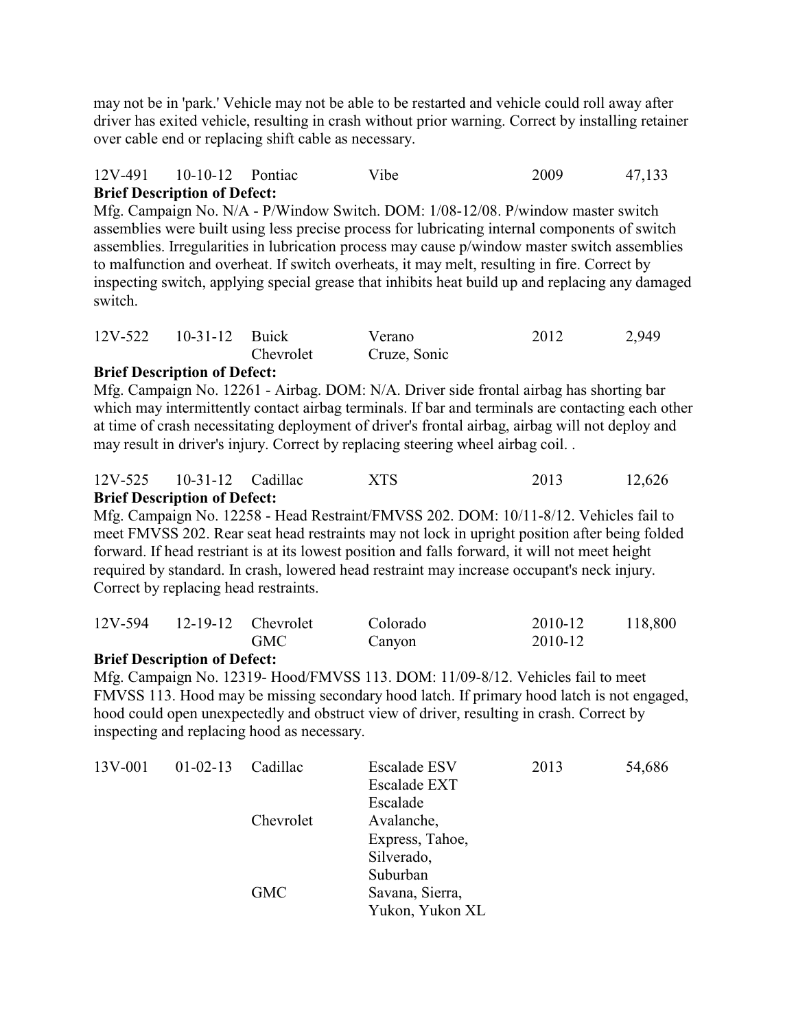may not be in 'park.' Vehicle may not be able to be restarted and vehicle could roll away after driver has exited vehicle, resulting in crash without prior warning. Correct by installing retainer over cable end or replacing shift cable as necessary.

| 12V-491 | 10-10-12 | Pontiac | Vibe | 2009 | 47,133 |
|---|---|---|---|---|---|

**Brief Description of Defect:**
Mfg. Campaign No. N/A - P/Window Switch. DOM: 1/08-12/08. P/window master switch assemblies were built using less precise process for lubricating internal components of switch assemblies. Irregularities in lubrication process may cause p/window master switch assemblies to malfunction and overheat. If switch overheats, it may melt, resulting in fire. Correct by inspecting switch, applying special grease that inhibits heat build up and replacing any damaged switch.

| 12V-522 | 10-31-12 | Buick<br>Chevrolet | Verano<br>Cruze, Sonic | 2012 | 2,949 |
|---|---|---|---|---|---|

**Brief Description of Defect:**
Mfg. Campaign No. 12261 - Airbag. DOM: N/A. Driver side frontal airbag has shorting bar which may intermittently contact airbag terminals. If bar and terminals are contacting each other at time of crash necessitating deployment of driver's frontal airbag, airbag will not deploy and may result in driver's injury. Correct by replacing steering wheel airbag coil. .

| 12V-525 | 10-31-12 | Cadillac | XTS | 2013 | 12,626 |
|---|---|---|---|---|---|

**Brief Description of Defect:**
Mfg. Campaign No. 12258 - Head Restraint/FMVSS 202. DOM: 10/11-8/12. Vehicles fail to meet FMVSS 202. Rear seat head restraints may not lock in upright position after being folded forward. If head restriant is at its lowest position and falls forward, it will not meet height required by standard. In crash, lowered head restraint may increase occupant's neck injury. Correct by replacing head restraints.

| 12V-594 | 12-19-12 | Chevrolet<br>GMC | Colorado<br>Canyon | 2010-12<br>2010-12 | 118,800 |
|---|---|---|---|---|---|

**Brief Description of Defect:**
Mfg. Campaign No. 12319- Hood/FMVSS 113. DOM: 11/09-8/12. Vehicles fail to meet FMVSS 113. Hood may be missing secondary hood latch. If primary hood latch is not engaged, hood could open unexpectedly and obstruct view of driver, resulting in crash. Correct by inspecting and replacing hood as necessary.

| 13V-001 | 01-02-13 | Cadillac<br><br><br>Chevrolet<br><br><br><br>GMC | Escalade ESV<br>Escalade EXT<br>Escalade<br>Avalanche,<br>Express, Tahoe,<br>Silverado,<br>Suburban<br>Savana, Sierra,<br>Yukon, Yukon XL | 2013 | 54,686 |
|---|---|---|---|---|---|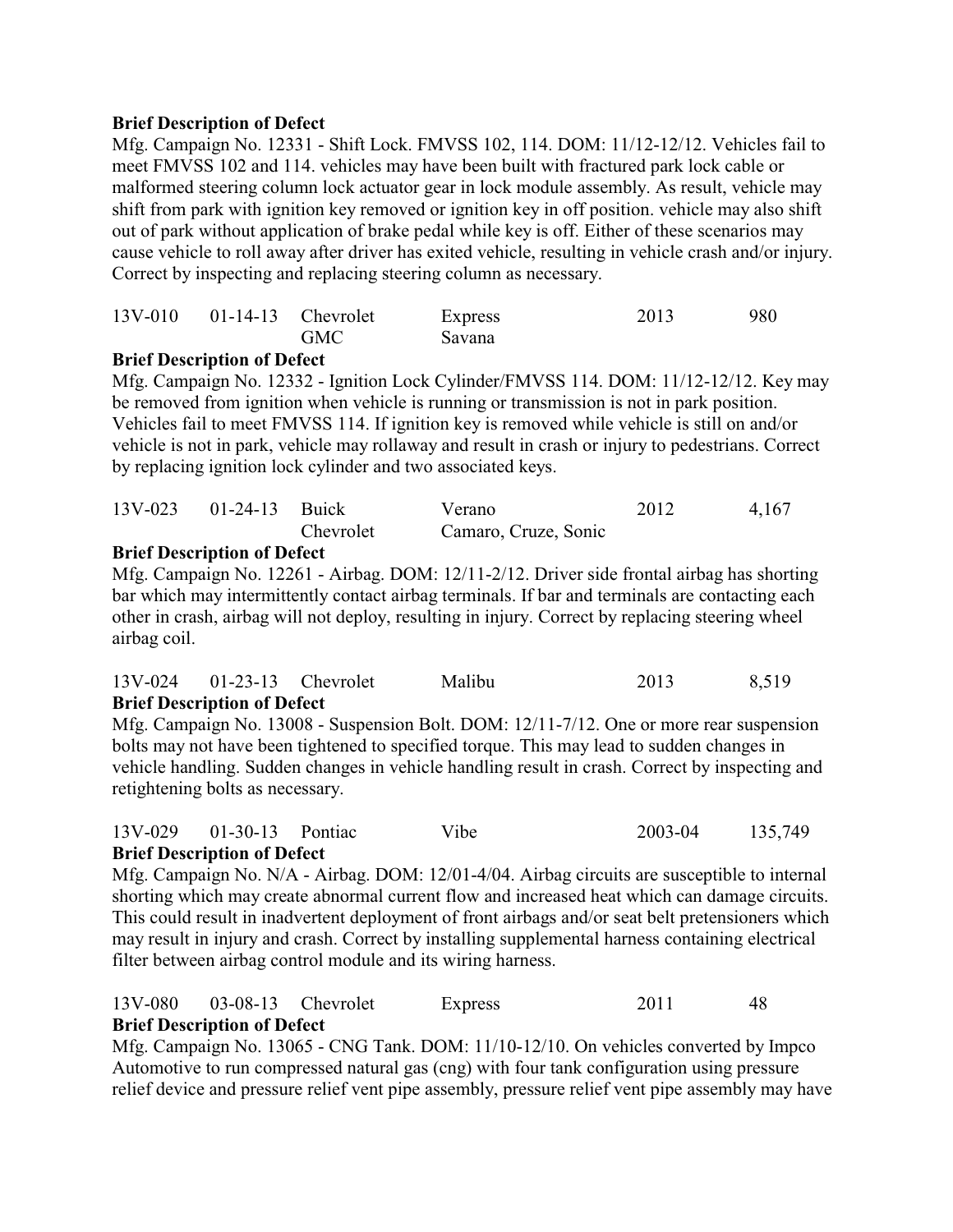**Brief Description of Defect**

Mfg. Campaign No. 12331 - Shift Lock. FMVSS 102, 114. DOM: 11/12-12/12. Vehicles fail to meet FMVSS 102 and 114. vehicles may have been built with fractured park lock cable or malformed steering column lock actuator gear in lock module assembly. As result, vehicle may shift from park with ignition key removed or ignition key in off position. vehicle may also shift out of park without application of brake pedal while key is off. Either of these scenarios may cause vehicle to roll away after driver has exited vehicle, resulting in vehicle crash and/or injury. Correct by inspecting and replacing steering column as necessary.

| | | | | | |
|---|---|---|---|---|---|
| 13V-010 | 01-14-13 | Chevrolet<br>GMC | Express<br>Savana | 2013 | 980 |

**Brief Description of Defect**

Mfg. Campaign No. 12332 - Ignition Lock Cylinder/FMVSS 114. DOM: 11/12-12/12. Key may be removed from ignition when vehicle is running or transmission is not in park position. Vehicles fail to meet FMVSS 114. If ignition key is removed while vehicle is still on and/or vehicle is not in park, vehicle may rollaway and result in crash or injury to pedestrians. Correct by replacing ignition lock cylinder and two associated keys.

| | | | | | |
|---|---|---|---|---|---|
| 13V-023 | 01-24-13 | Buick<br>Chevrolet | Verano<br>Camaro, Cruze, Sonic | 2012 | 4,167 |

**Brief Description of Defect**

Mfg. Campaign No. 12261 - Airbag. DOM: 12/11-2/12. Driver side frontal airbag has shorting bar which may intermittently contact airbag terminals. If bar and terminals are contacting each other in crash, airbag will not deploy, resulting in injury. Correct by replacing steering wheel airbag coil.

| | | | | | |
|---|---|---|---|---|---|
| 13V-024 | 01-23-13 | Chevrolet | Malibu | 2013 | 8,519 |

**Brief Description of Defect**

Mfg. Campaign No. 13008 - Suspension Bolt. DOM: 12/11-7/12. One or more rear suspension bolts may not have been tightened to specified torque. This may lead to sudden changes in vehicle handling. Sudden changes in vehicle handling result in crash. Correct by inspecting and retightening bolts as necessary.

| | | | | | |
|---|---|---|---|---|---|
| 13V-029 | 01-30-13 | Pontiac | Vibe | 2003-04 | 135,749 |

**Brief Description of Defect**

Mfg. Campaign No. N/A - Airbag. DOM: 12/01-4/04. Airbag circuits are susceptible to internal shorting which may create abnormal current flow and increased heat which can damage circuits. This could result in inadvertent deployment of front airbags and/or seat belt pretensioners which may result in injury and crash. Correct by installing supplemental harness containing electrical filter between airbag control module and its wiring harness.

| | | | | | |
|---|---|---|---|---|---|
| 13V-080 | 03-08-13 | Chevrolet | Express | 2011 | 48 |

**Brief Description of Defect**

Mfg. Campaign No. 13065 - CNG Tank. DOM: 11/10-12/10. On vehicles converted by Impco Automotive to run compressed natural gas (cng) with four tank configuration using pressure relief device and pressure relief vent pipe assembly, pressure relief vent pipe assembly may have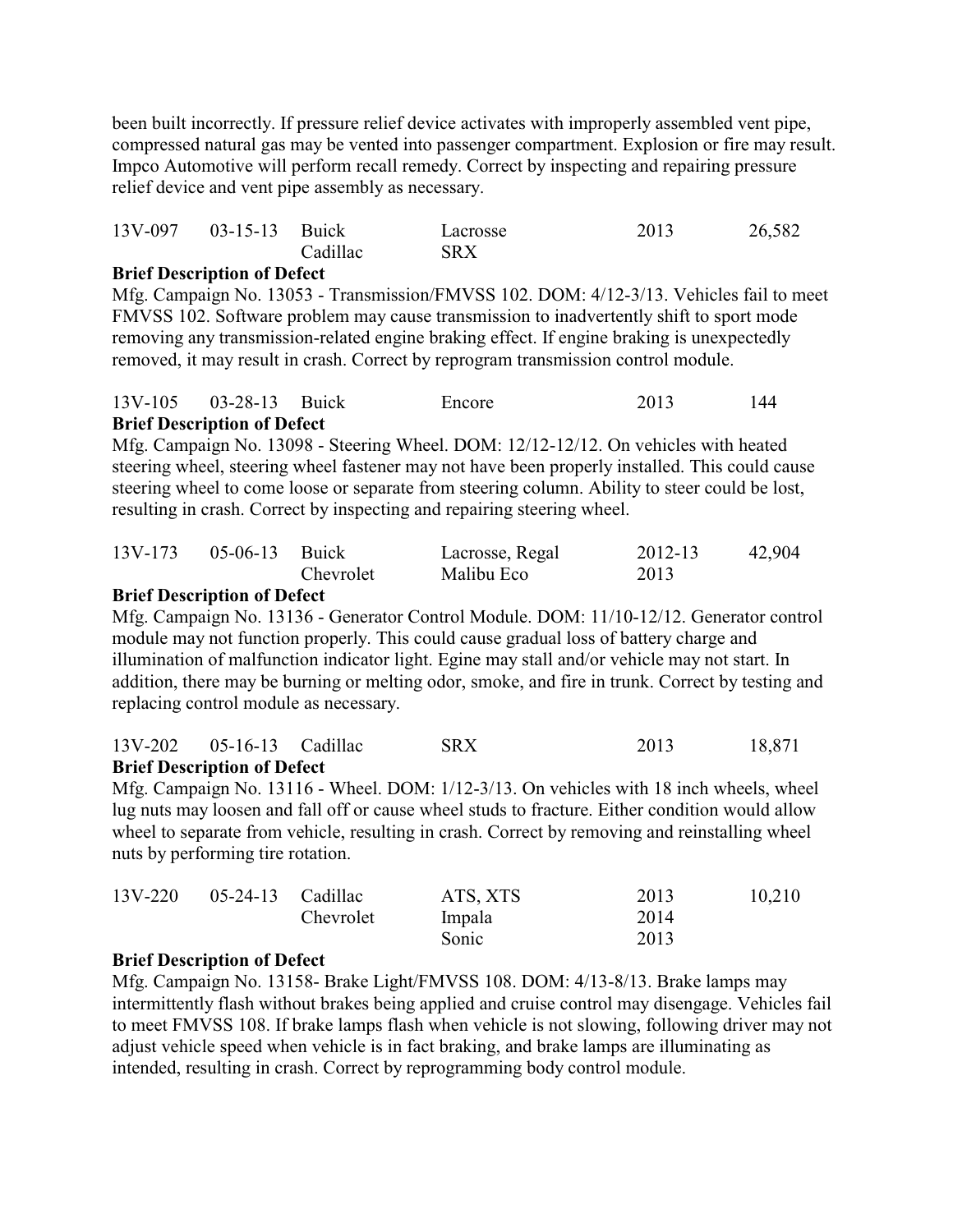been built incorrectly. If pressure relief device activates with improperly assembled vent pipe, compressed natural gas may be vented into passenger compartment. Explosion or fire may result. Impco Automotive will perform recall remedy. Correct by inspecting and repairing pressure relief device and vent pipe assembly as necessary.

| | | | | | |
|---|---|---|---|---|---|
| 13V-097 | 03-15-13 | Buick | Lacrosse | 2013 | 26,582 |
| | | Cadillac | SRX | | |

**Brief Description of Defect**

Mfg. Campaign No. 13053 - Transmission/FMVSS 102. DOM: 4/12-3/13. Vehicles fail to meet FMVSS 102. Software problem may cause transmission to inadvertently shift to sport mode removing any transmission-related engine braking effect. If engine braking is unexpectedly removed, it may result in crash. Correct by reprogram transmission control module.

| | | | | | |
|---|---|---|---|---|---|
| 13V-105 | 03-28-13 | Buick | Encore | 2013 | 144 |

**Brief Description of Defect**

Mfg. Campaign No. 13098 - Steering Wheel. DOM: 12/12-12/12. On vehicles with heated steering wheel, steering wheel fastener may not have been properly installed. This could cause steering wheel to come loose or separate from steering column. Ability to steer could be lost, resulting in crash. Correct by inspecting and repairing steering wheel.

| | | | | | |
|---|---|---|---|---|---|
| 13V-173 | 05-06-13 | Buick | Lacrosse, Regal | 2012-13 | 42,904 |
| | | Chevrolet | Malibu Eco | 2013 | |

**Brief Description of Defect**

Mfg. Campaign No. 13136 - Generator Control Module. DOM: 11/10-12/12. Generator control module may not function properly. This could cause gradual loss of battery charge and illumination of malfunction indicator light. Egine may stall and/or vehicle may not start. In addition, there may be burning or melting odor, smoke, and fire in trunk. Correct by testing and replacing control module as necessary.

| | | | | | |
|---|---|---|---|---|---|
| 13V-202 | 05-16-13 | Cadillac | SRX | 2013 | 18,871 |

**Brief Description of Defect**

Mfg. Campaign No. 13116 - Wheel. DOM: 1/12-3/13. On vehicles with 18 inch wheels, wheel lug nuts may loosen and fall off or cause wheel studs to fracture. Either condition would allow wheel to separate from vehicle, resulting in crash. Correct by removing and reinstalling wheel nuts by performing tire rotation.

| | | | | | |
|---|---|---|---|---|---|
| 13V-220 | 05-24-13 | Cadillac | ATS, XTS | 2013 | 10,210 |
| | | Chevrolet | Impala | 2014 | |
| | | | Sonic | 2013 | |

**Brief Description of Defect**

Mfg. Campaign No. 13158- Brake Light/FMVSS 108. DOM: 4/13-8/13. Brake lamps may intermittently flash without brakes being applied and cruise control may disengage. Vehicles fail to meet FMVSS 108. If brake lamps flash when vehicle is not slowing, following driver may not adjust vehicle speed when vehicle is in fact braking, and brake lamps are illuminating as intended, resulting in crash. Correct by reprogramming body control module.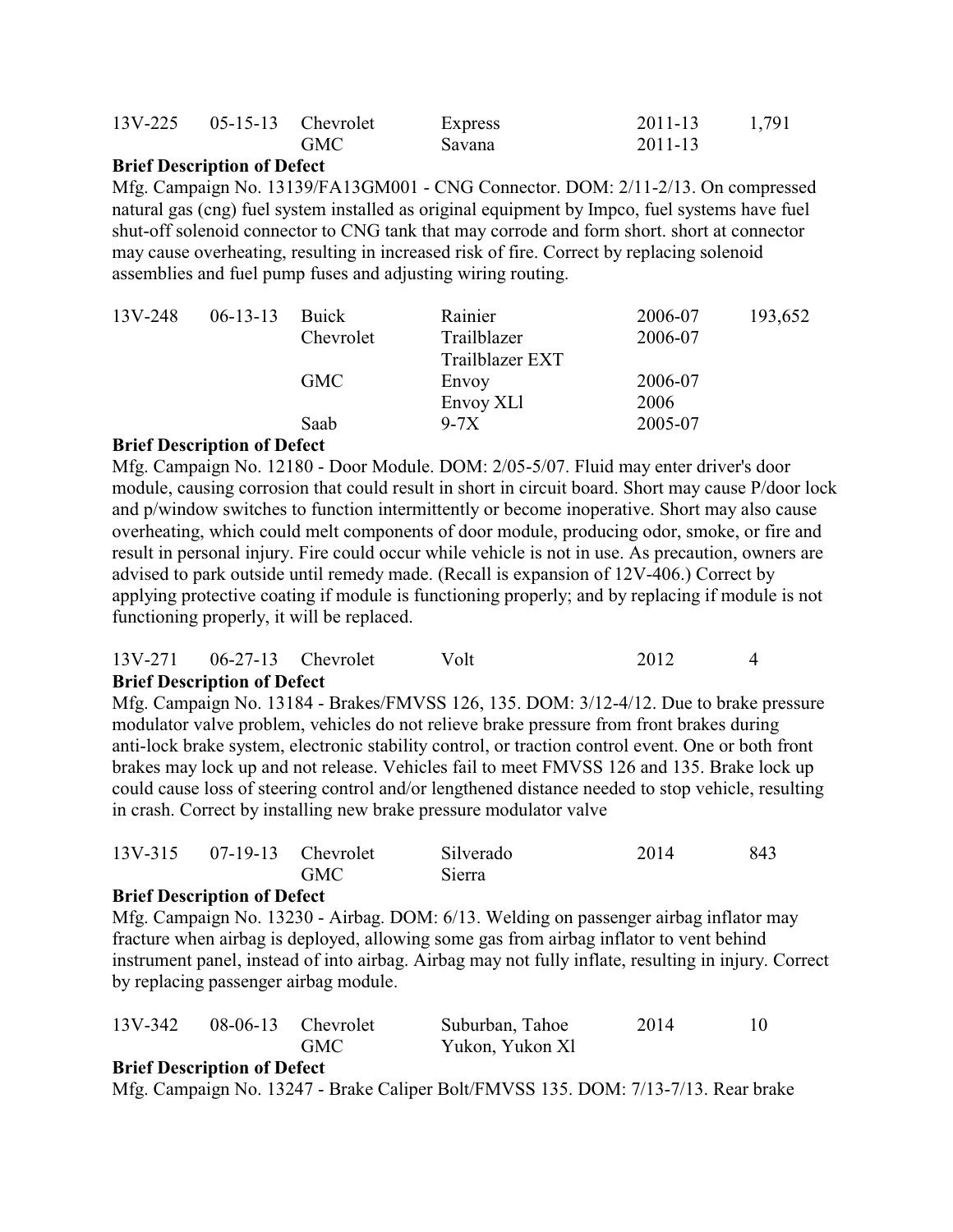| | | | | | |
|---|---|---|---|---|---|
| 13V-225 | 05-15-13 | Chevrolet | Express | 2011-13 | 1,791 |
| | | GMC | Savana | 2011-13 | |

**Brief Description of Defect**

Mfg. Campaign No. 13139/FA13GM001 - CNG Connector. DOM: 2/11-2/13. On compressed natural gas (cng) fuel system installed as original equipment by Impco, fuel systems have fuel shut-off solenoid connector to CNG tank that may corrode and form short. short at connector may cause overheating, resulting in increased risk of fire. Correct by replacing solenoid assemblies and fuel pump fuses and adjusting wiring routing.

| | | | | | |
|---|---|---|---|---|---|
| 13V-248 | 06-13-13 | Buick | Rainier | 2006-07 | 193,652 |
| | | Chevrolet | Trailblazer | 2006-07 | |
| | | | Trailblazer EXT | | |
| | | GMC | Envoy | 2006-07 | |
| | | | Envoy XLl | 2006 | |
| | | Saab | 9-7X | 2005-07 | |

**Brief Description of Defect**

Mfg. Campaign No. 12180 - Door Module. DOM: 2/05-5/07. Fluid may enter driver's door module, causing corrosion that could result in short in circuit board. Short may cause P/door lock and p/window switches to function intermittently or become inoperative. Short may also cause overheating, which could melt components of door module, producing odor, smoke, or fire and result in personal injury. Fire could occur while vehicle is not in use. As precaution, owners are advised to park outside until remedy made. (Recall is expansion of 12V-406.) Correct by applying protective coating if module is functioning properly; and by replacing if module is not functioning properly, it will be replaced.

| | | | | | |
|---|---|---|---|---|---|
| 13V-271 | 06-27-13 | Chevrolet | Volt | 2012 | 4 |

**Brief Description of Defect**

Mfg. Campaign No. 13184 - Brakes/FMVSS 126, 135. DOM: 3/12-4/12. Due to brake pressure modulator valve problem, vehicles do not relieve brake pressure from front brakes during anti-lock brake system, electronic stability control, or traction control event. One or both front brakes may lock up and not release. Vehicles fail to meet FMVSS 126 and 135. Brake lock up could cause loss of steering control and/or lengthened distance needed to stop vehicle, resulting in crash. Correct by installing new brake pressure modulator valve

| | | | | | |
|---|---|---|---|---|---|
| 13V-315 | 07-19-13 | Chevrolet | Silverado | 2014 | 843 |
| | | GMC | Sierra | | |

**Brief Description of Defect**

Mfg. Campaign No. 13230 - Airbag. DOM: 6/13. Welding on passenger airbag inflator may fracture when airbag is deployed, allowing some gas from airbag inflator to vent behind instrument panel, instead of into airbag. Airbag may not fully inflate, resulting in injury. Correct by replacing passenger airbag module.

| | | | | | |
|---|---|---|---|---|---|
| 13V-342 | 08-06-13 | Chevrolet | Suburban, Tahoe | 2014 | 10 |
| | | GMC | Yukon, Yukon Xl | | |

**Brief Description of Defect**

Mfg. Campaign No. 13247 - Brake Caliper Bolt/FMVSS 135. DOM: 7/13-7/13. Rear brake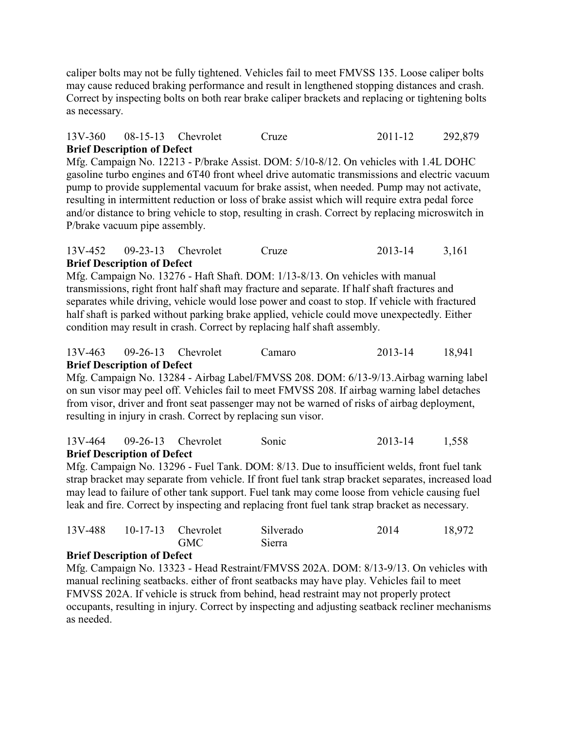caliper bolts may not be fully tightened. Vehicles fail to meet FMVSS 135. Loose caliper bolts may cause reduced braking performance and result in lengthened stopping distances and crash. Correct by inspecting bolts on both rear brake caliper brackets and replacing or tightening bolts as necessary.

| 13V-360 | 08-15-13 | Chevrolet | Cruze | 2011-12 | 292,879 |
|---|---|---|---|---|---|

**Brief Description of Defect**

Mfg. Campaign No. 12213 - P/brake Assist. DOM: 5/10-8/12. On vehicles with 1.4L DOHC gasoline turbo engines and 6T40 front wheel drive automatic transmissions and electric vacuum pump to provide supplemental vacuum for brake assist, when needed. Pump may not activate, resulting in intermittent reduction or loss of brake assist which will require extra pedal force and/or distance to bring vehicle to stop, resulting in crash. Correct by replacing microswitch in P/brake vacuum pipe assembly.

| 13V-452 | 09-23-13 | Chevrolet | Cruze | 2013-14 | 3,161 |
|---|---|---|---|---|---|

**Brief Description of Defect**

Mfg. Campaign No. 13276 - Haft Shaft. DOM: 1/13-8/13. On vehicles with manual transmissions, right front half shaft may fracture and separate. If half shaft fractures and separates while driving, vehicle would lose power and coast to stop. If vehicle with fractured half shaft is parked without parking brake applied, vehicle could move unexpectedly. Either condition may result in crash. Correct by replacing half shaft assembly.

| 13V-463 | 09-26-13 | Chevrolet | Camaro | 2013-14 | 18,941 |
|---|---|---|---|---|---|

**Brief Description of Defect**

Mfg. Campaign No. 13284 - Airbag Label/FMVSS 208. DOM: 6/13-9/13.Airbag warning label on sun visor may peel off. Vehicles fail to meet FMVSS 208. If airbag warning label detaches from visor, driver and front seat passenger may not be warned of risks of airbag deployment, resulting in injury in crash. Correct by replacing sun visor.

| 13V-464 | 09-26-13 | Chevrolet | Sonic | 2013-14 | 1,558 |
|---|---|---|---|---|---|

**Brief Description of Defect**

Mfg. Campaign No. 13296 - Fuel Tank. DOM: 8/13. Due to insufficient welds, front fuel tank strap bracket may separate from vehicle. If front fuel tank strap bracket separates, increased load may lead to failure of other tank support. Fuel tank may come loose from vehicle causing fuel leak and fire. Correct by inspecting and replacing front fuel tank strap bracket as necessary.

| 13V-488 | 10-17-13 | Chevrolet<br>GMC | Silverado<br>Sierra | 2014 | 18,972 |
|---|---|---|---|---|---|

**Brief Description of Defect**

Mfg. Campaign No. 13323 - Head Restraint/FMVSS 202A. DOM: 8/13-9/13. On vehicles with manual reclining seatbacks. either of front seatbacks may have play. Vehicles fail to meet FMVSS 202A. If vehicle is struck from behind, head restraint may not properly protect occupants, resulting in injury. Correct by inspecting and adjusting seatback recliner mechanisms as needed.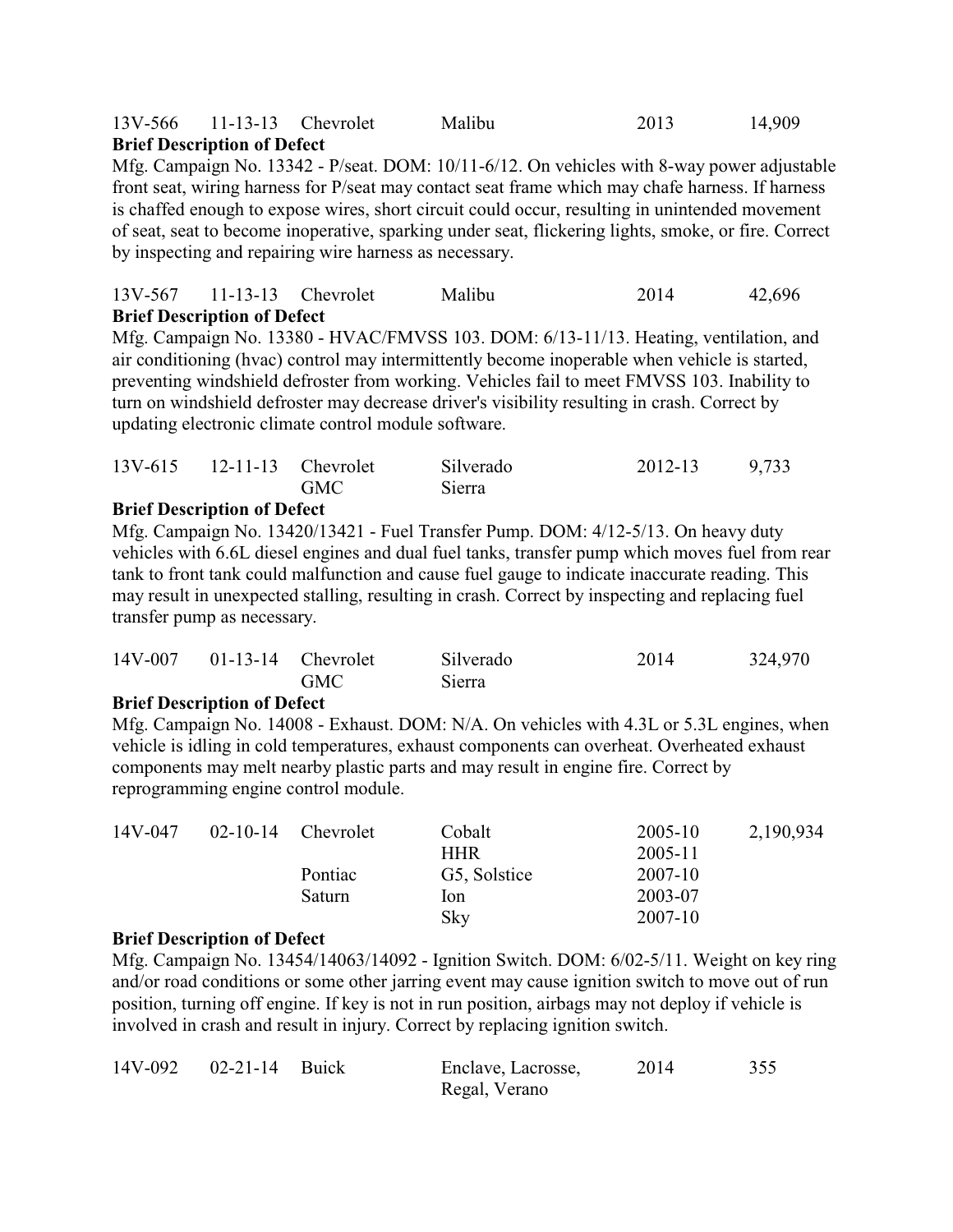| 13V-566 | 11-13-13 | Chevrolet | Malibu | 2013 | 14,909 |
|---|---|---|---|---|---|

**Brief Description of Defect**

Mfg. Campaign No. 13342 - P/seat. DOM: 10/11-6/12. On vehicles with 8-way power adjustable front seat, wiring harness for P/seat may contact seat frame which may chafe harness. If harness is chaffed enough to expose wires, short circuit could occur, resulting in unintended movement of seat, seat to become inoperative, sparking under seat, flickering lights, smoke, or fire. Correct by inspecting and repairing wire harness as necessary.

| 13V-567 | 11-13-13 | Chevrolet | Malibu | 2014 | 42,696 |
|---|---|---|---|---|---|

**Brief Description of Defect**

Mfg. Campaign No. 13380 - HVAC/FMVSS 103. DOM: 6/13-11/13. Heating, ventilation, and air conditioning (hvac) control may intermittently become inoperable when vehicle is started, preventing windshield defroster from working. Vehicles fail to meet FMVSS 103. Inability to turn on windshield defroster may decrease driver's visibility resulting in crash. Correct by updating electronic climate control module software.

| 13V-615 | 12-11-13 | Chevrolet | Silverado | 2012-13 | 9,733 |
|---|---|---|---|---|---|
| | | GMC | Sierra | | |

**Brief Description of Defect**

Mfg. Campaign No. 13420/13421 - Fuel Transfer Pump. DOM: 4/12-5/13. On heavy duty vehicles with 6.6L diesel engines and dual fuel tanks, transfer pump which moves fuel from rear tank to front tank could malfunction and cause fuel gauge to indicate inaccurate reading. This may result in unexpected stalling, resulting in crash. Correct by inspecting and replacing fuel transfer pump as necessary.

| 14V-007 | 01-13-14 | Chevrolet | Silverado | 2014 | 324,970 |
|---|---|---|---|---|---|
| | | GMC | Sierra | | |

**Brief Description of Defect**

Mfg. Campaign No. 14008 - Exhaust. DOM: N/A. On vehicles with 4.3L or 5.3L engines, when vehicle is idling in cold temperatures, exhaust components can overheat. Overheated exhaust components may melt nearby plastic parts and may result in engine fire. Correct by reprogramming engine control module.

| 14V-047 | 02-10-14 | Chevrolet | Cobalt | 2005-10 | 2,190,934 |
|---|---|---|---|---|---|
| | | | HHR | 2005-11 | |
| | | Pontiac | G5, Solstice | 2007-10 | |
| | | Saturn | Ion | 2003-07 | |
| | | | Sky | 2007-10 | |

**Brief Description of Defect**

Mfg. Campaign No. 13454/14063/14092 - Ignition Switch. DOM: 6/02-5/11. Weight on key ring and/or road conditions or some other jarring event may cause ignition switch to move out of run position, turning off engine. If key is not in run position, airbags may not deploy if vehicle is involved in crash and result in injury. Correct by replacing ignition switch.

| 14V-092 | 02-21-14 | Buick | Enclave, Lacrosse, Regal, Verano | 2014 | 355 |
|---|---|---|---|---|---|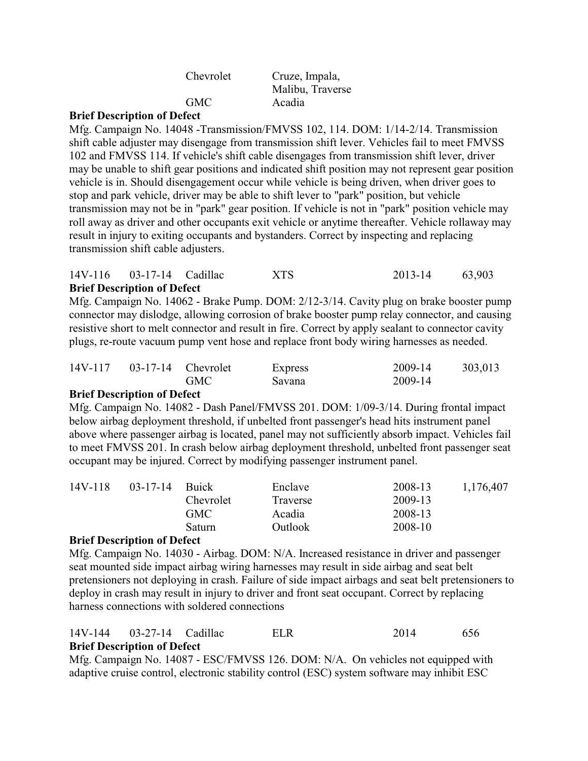| | | Chevrolet | Cruze, Impala, Malibu, Traverse | | |
|---|---|---|---|---|---|
| | | GMC | Acadia | | |

**Brief Description of Defect**

Mfg. Campaign No. 14048 -Transmission/FMVSS 102, 114. DOM: 1/14-2/14. Transmission shift cable adjuster may disengage from transmission shift lever. Vehicles fail to meet FMVSS 102 and FMVSS 114. If vehicle's shift cable disengages from transmission shift lever, driver may be unable to shift gear positions and indicated shift position may not represent gear position vehicle is in. Should disengagement occur while vehicle is being driven, when driver goes to stop and park vehicle, driver may be able to shift lever to "park" position, but vehicle transmission may not be in "park" gear position. If vehicle is not in "park" position vehicle may roll away as driver and other occupants exit vehicle or anytime thereafter. Vehicle rollaway may result in injury to exiting occupants and bystanders. Correct by inspecting and replacing transmission shift cable adjusters.

| 14V-116 | 03-17-14 | Cadillac | XTS | 2013-14 | 63,903 |
|---|---|---|---|---|---|

**Brief Description of Defect**

Mfg. Campaign No. 14062 - Brake Pump. DOM: 2/12-3/14. Cavity plug on brake booster pump connector may dislodge, allowing corrosion of brake booster pump relay connector, and causing resistive short to melt connector and result in fire. Correct by apply sealant to connector cavity plugs, re-route vacuum pump vent hose and replace front body wiring harnesses as needed.

| 14V-117 | 03-17-14 | Chevrolet | Express | 2009-14 | 303,013 |
|---|---|---|---|---|---|
| | | GMC | Savana | 2009-14 | |

**Brief Description of Defect**

Mfg. Campaign No. 14082 - Dash Panel/FMVSS 201. DOM: 1/09-3/14. During frontal impact below airbag deployment threshold, if unbelted front passenger's head hits instrument panel above where passenger airbag is located, panel may not sufficiently absorb impact. Vehicles fail to meet FMVSS 201. In crash below airbag deployment threshold, unbelted front passenger seat occupant may be injured. Correct by modifying passenger instrument panel.

| 14V-118 | 03-17-14 | Buick | Enclave | 2008-13 | 1,176,407 |
|---|---|---|---|---|---|
| | | Chevrolet | Traverse | 2009-13 | |
| | | GMC | Acadia | 2008-13 | |
| | | Saturn | Outlook | 2008-10 | |

**Brief Description of Defect**

Mfg. Campaign No. 14030 - Airbag. DOM: N/A. Increased resistance in driver and passenger seat mounted side impact airbag wiring harnesses may result in side airbag and seat belt pretensioners not deploying in crash. Failure of side impact airbags and seat belt pretensioners to deploy in crash may result in injury to driver and front seat occupant. Correct by replacing harness connections with soldered connections

| 14V-144 | 03-27-14 | Cadillac | ELR | 2014 | 656 |
|---|---|---|---|---|---|

**Brief Description of Defect**

Mfg. Campaign No. 14087 - ESC/FMVSS 126. DOM: N/A. On vehicles not equipped with adaptive cruise control, electronic stability control (ESC) system software may inhibit ESC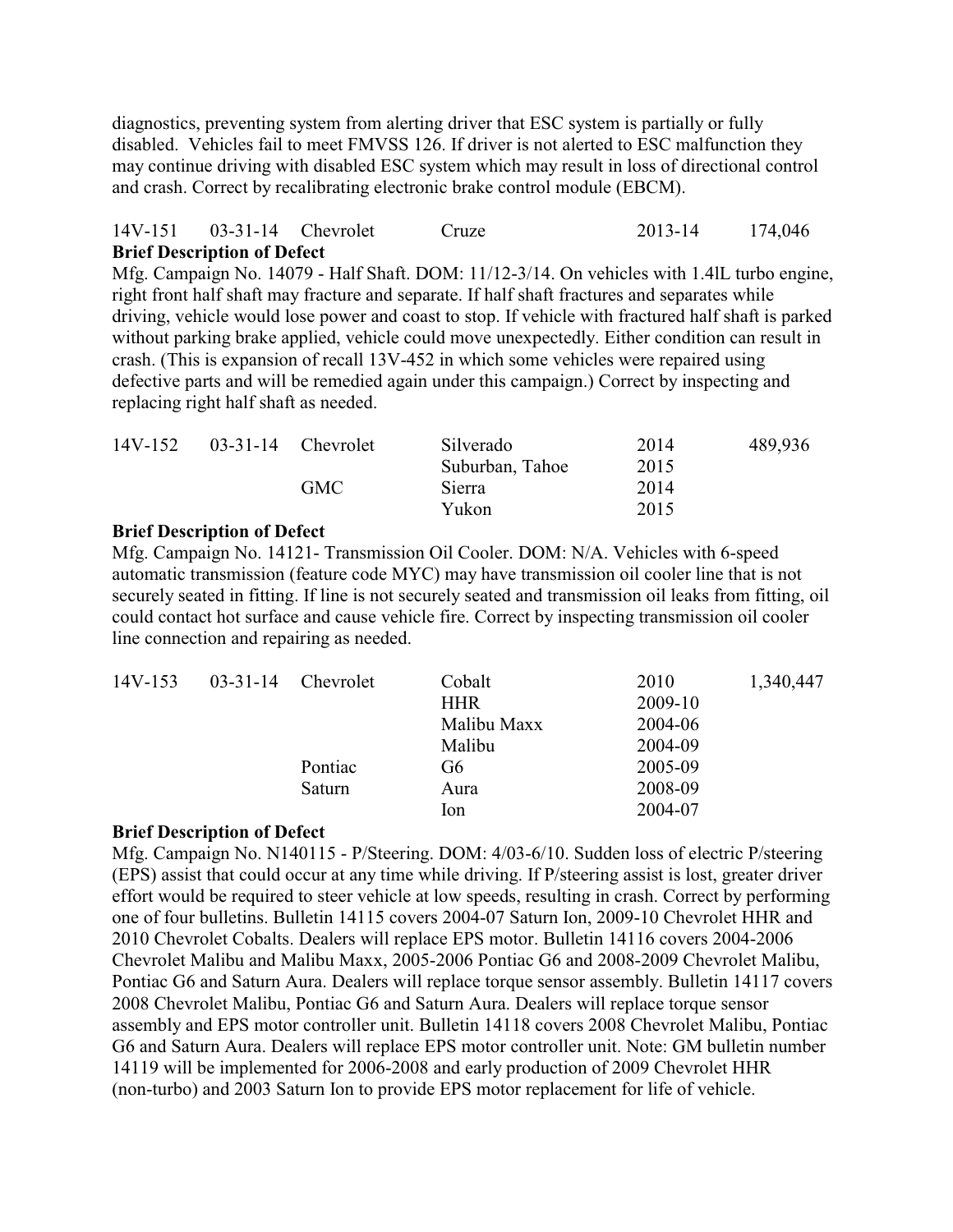diagnostics, preventing system from alerting driver that ESC system is partially or fully disabled. Vehicles fail to meet FMVSS 126. If driver is not alerted to ESC malfunction they may continue driving with disabled ESC system which may result in loss of directional control and crash. Correct by recalibrating electronic brake control module (EBCM).

| | | | | | |
|---|---|---|---|---|---|
| 14V-151 | 03-31-14 | Chevrolet | Cruze | 2013-14 | 174,046 |

**Brief Description of Defect**

Mfg. Campaign No. 14079 - Half Shaft. DOM: 11/12-3/14. On vehicles with 1.4lL turbo engine, right front half shaft may fracture and separate. If half shaft fractures and separates while driving, vehicle would lose power and coast to stop. If vehicle with fractured half shaft is parked without parking brake applied, vehicle could move unexpectedly. Either condition can result in crash. (This is expansion of recall 13V-452 in which some vehicles were repaired using defective parts and will be remedied again under this campaign.) Correct by inspecting and replacing right half shaft as needed.

| | | | | | |
|---|---|---|---|---|---|
| 14V-152 | 03-31-14 | Chevrolet | Silverado | 2014 | 489,936 |
| | | | Suburban, Tahoe | 2015 | |
| | | GMC | Sierra | 2014 | |
| | | | Yukon | 2015 | |

**Brief Description of Defect**

Mfg. Campaign No. 14121- Transmission Oil Cooler. DOM: N/A. Vehicles with 6-speed automatic transmission (feature code MYC) may have transmission oil cooler line that is not securely seated in fitting. If line is not securely seated and transmission oil leaks from fitting, oil could contact hot surface and cause vehicle fire. Correct by inspecting transmission oil cooler line connection and repairing as needed.

| | | | | | |
|---|---|---|---|---|---|
| 14V-153 | 03-31-14 | Chevrolet | Cobalt | 2010 | 1,340,447 |
| | | | HHR | 2009-10 | |
| | | | Malibu Maxx | 2004-06 | |
| | | | Malibu | 2004-09 | |
| | | Pontiac | G6 | 2005-09 | |
| | | Saturn | Aura | 2008-09 | |
| | | | Ion | 2004-07 | |

**Brief Description of Defect**

Mfg. Campaign No. N140115 - P/Steering. DOM: 4/03-6/10. Sudden loss of electric P/steering (EPS) assist that could occur at any time while driving. If P/steering assist is lost, greater driver effort would be required to steer vehicle at low speeds, resulting in crash. Correct by performing one of four bulletins. Bulletin 14115 covers 2004-07 Saturn Ion, 2009-10 Chevrolet HHR and 2010 Chevrolet Cobalts. Dealers will replace EPS motor. Bulletin 14116 covers 2004-2006 Chevrolet Malibu and Malibu Maxx, 2005-2006 Pontiac G6 and 2008-2009 Chevrolet Malibu, Pontiac G6 and Saturn Aura. Dealers will replace torque sensor assembly. Bulletin 14117 covers 2008 Chevrolet Malibu, Pontiac G6 and Saturn Aura. Dealers will replace torque sensor assembly and EPS motor controller unit. Bulletin 14118 covers 2008 Chevrolet Malibu, Pontiac G6 and Saturn Aura. Dealers will replace EPS motor controller unit. Note: GM bulletin number 14119 will be implemented for 2006-2008 and early production of 2009 Chevrolet HHR (non-turbo) and 2003 Saturn Ion to provide EPS motor replacement for life of vehicle.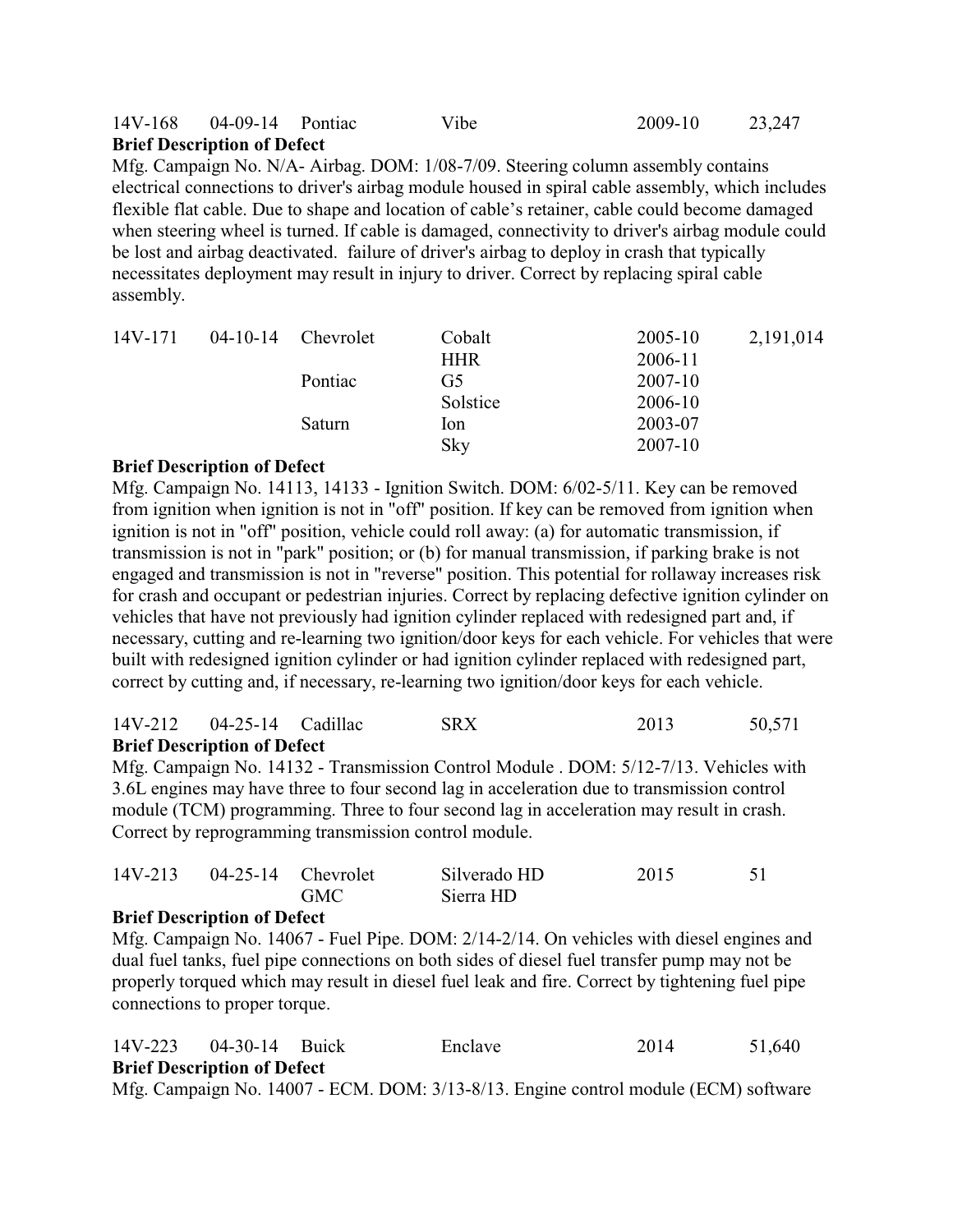| 14V-168 | 04-09-14 | Pontiac | Vibe | 2009-10 | 23,247 |
|---|---|---|---|---|---|

**Brief Description of Defect**

Mfg. Campaign No. N/A- Airbag. DOM: 1/08-7/09. Steering column assembly contains electrical connections to driver's airbag module housed in spiral cable assembly, which includes flexible flat cable. Due to shape and location of cable's retainer, cable could become damaged when steering wheel is turned. If cable is damaged, connectivity to driver's airbag module could be lost and airbag deactivated. failure of driver's airbag to deploy in crash that typically necessitates deployment may result in injury to driver. Correct by replacing spiral cable assembly.

| 14V-171 | 04-10-14 | Chevrolet | Cobalt | 2005-10 | 2,191,014 |
|---|---|---|---|---|---|
| | | | HHR | 2006-11 | |
| | | Pontiac | G5 | 2007-10 | |
| | | | Solstice | 2006-10 | |
| | | Saturn | Ion | 2003-07 | |
| | | | Sky | 2007-10 | |

**Brief Description of Defect**

Mfg. Campaign No. 14113, 14133 - Ignition Switch. DOM: 6/02-5/11. Key can be removed from ignition when ignition is not in "off" position. If key can be removed from ignition when ignition is not in "off" position, vehicle could roll away: (a) for automatic transmission, if transmission is not in "park" position; or (b) for manual transmission, if parking brake is not engaged and transmission is not in "reverse" position. This potential for rollaway increases risk for crash and occupant or pedestrian injuries. Correct by replacing defective ignition cylinder on vehicles that have not previously had ignition cylinder replaced with redesigned part and, if necessary, cutting and re-learning two ignition/door keys for each vehicle. For vehicles that were built with redesigned ignition cylinder or had ignition cylinder replaced with redesigned part, correct by cutting and, if necessary, re-learning two ignition/door keys for each vehicle.

| 14V-212 | 04-25-14 | Cadillac | SRX | 2013 | 50,571 |
|---|---|---|---|---|---|

**Brief Description of Defect**

Mfg. Campaign No. 14132 - Transmission Control Module . DOM: 5/12-7/13. Vehicles with 3.6L engines may have three to four second lag in acceleration due to transmission control module (TCM) programming. Three to four second lag in acceleration may result in crash. Correct by reprogramming transmission control module.

| 14V-213 | 04-25-14 | Chevrolet | Silverado HD | 2015 | 51 |
|---|---|---|---|---|---|
| | | GMC | Sierra HD | | |

**Brief Description of Defect**

Mfg. Campaign No. 14067 - Fuel Pipe. DOM: 2/14-2/14. On vehicles with diesel engines and dual fuel tanks, fuel pipe connections on both sides of diesel fuel transfer pump may not be properly torqued which may result in diesel fuel leak and fire. Correct by tightening fuel pipe connections to proper torque.

| 14V-223 | 04-30-14 | Buick | Enclave | 2014 | 51,640 |
|---|---|---|---|---|---|

**Brief Description of Defect**

Mfg. Campaign No. 14007 - ECM. DOM: 3/13-8/13. Engine control module (ECM) software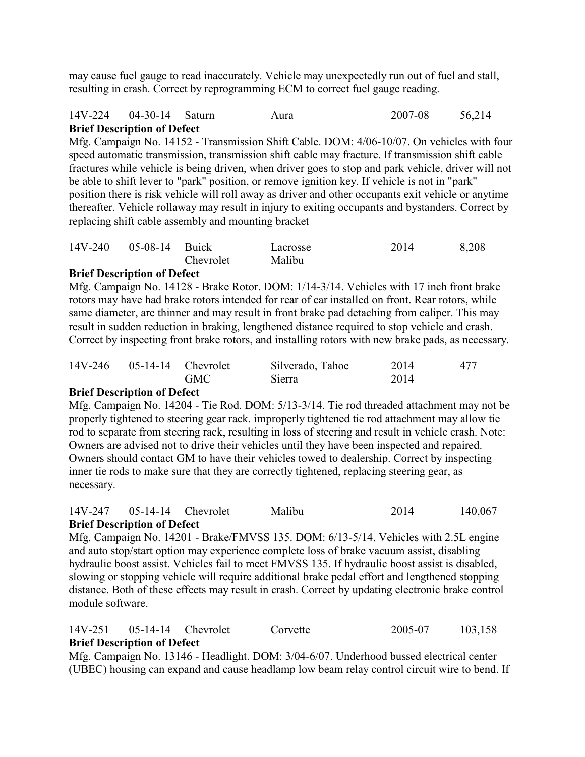may cause fuel gauge to read inaccurately. Vehicle may unexpectedly run out of fuel and stall, resulting in crash. Correct by reprogramming ECM to correct fuel gauge reading.

| 14V-224 | 04-30-14 | Saturn | Aura | 2007-08 | 56,214 |
|---|---|---|---|---|---|

**Brief Description of Defect**

Mfg. Campaign No. 14152 - Transmission Shift Cable. DOM: 4/06-10/07. On vehicles with four speed automatic transmission, transmission shift cable may fracture. If transmission shift cable fractures while vehicle is being driven, when driver goes to stop and park vehicle, driver will not be able to shift lever to "park" position, or remove ignition key. If vehicle is not in "park" position there is risk vehicle will roll away as driver and other occupants exit vehicle or anytime thereafter. Vehicle rollaway may result in injury to exiting occupants and bystanders. Correct by replacing shift cable assembly and mounting bracket

| 14V-240 | 05-08-14 | Buick<br>Chevrolet | Lacrosse<br>Malibu | 2014 | 8,208 |
|---|---|---|---|---|---|

**Brief Description of Defect**

Mfg. Campaign No. 14128 - Brake Rotor. DOM: 1/14-3/14. Vehicles with 17 inch front brake rotors may have had brake rotors intended for rear of car installed on front. Rear rotors, while same diameter, are thinner and may result in front brake pad detaching from caliper. This may result in sudden reduction in braking, lengthened distance required to stop vehicle and crash. Correct by inspecting front brake rotors, and installing rotors with new brake pads, as necessary.

| 14V-246 | 05-14-14 | Chevrolet<br>GMC | Silverado, Tahoe<br>Sierra | 2014<br>2014 | 477 |
|---|---|---|---|---|---|

**Brief Description of Defect**

Mfg. Campaign No. 14204 - Tie Rod. DOM: 5/13-3/14. Tie rod threaded attachment may not be properly tightened to steering gear rack. improperly tightened tie rod attachment may allow tie rod to separate from steering rack, resulting in loss of steering and result in vehicle crash. Note: Owners are advised not to drive their vehicles until they have been inspected and repaired. Owners should contact GM to have their vehicles towed to dealership. Correct by inspecting inner tie rods to make sure that they are correctly tightened, replacing steering gear, as necessary.

| 14V-247 | 05-14-14 | Chevrolet | Malibu | 2014 | 140,067 |
|---|---|---|---|---|---|

**Brief Description of Defect**

Mfg. Campaign No. 14201 - Brake/FMVSS 135. DOM: 6/13-5/14. Vehicles with 2.5L engine and auto stop/start option may experience complete loss of brake vacuum assist, disabling hydraulic boost assist. Vehicles fail to meet FMVSS 135. If hydraulic boost assist is disabled, slowing or stopping vehicle will require additional brake pedal effort and lengthened stopping distance. Both of these effects may result in crash. Correct by updating electronic brake control module software.

| 14V-251 | 05-14-14 | Chevrolet | Corvette | 2005-07 | 103,158 |
|---|---|---|---|---|---|

**Brief Description of Defect**

Mfg. Campaign No. 13146 - Headlight. DOM: 3/04-6/07. Underhood bussed electrical center (UBEC) housing can expand and cause headlamp low beam relay control circuit wire to bend. If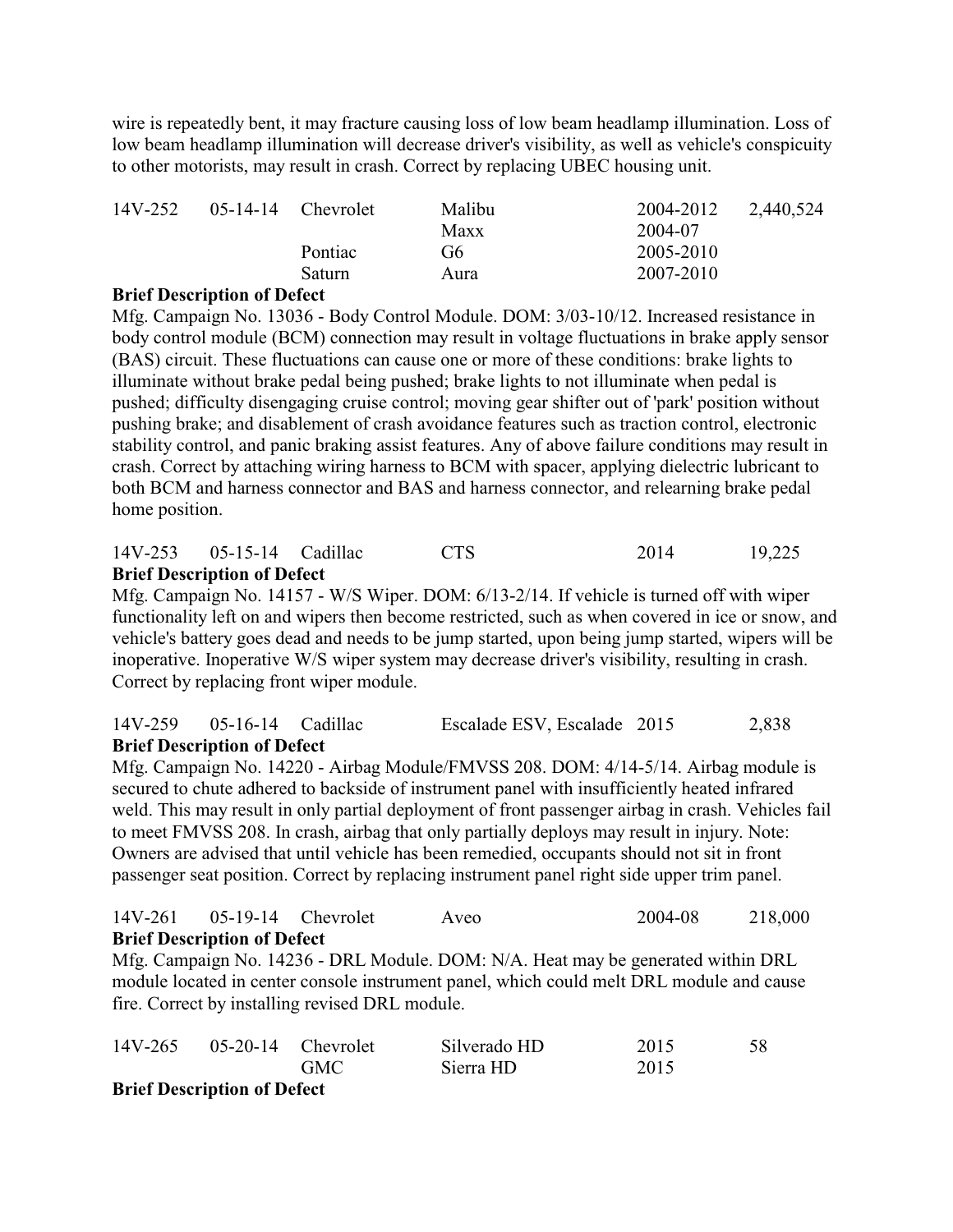wire is repeatedly bent, it may fracture causing loss of low beam headlamp illumination. Loss of low beam headlamp illumination will decrease driver's visibility, as well as vehicle's conspicuity to other motorists, may result in crash. Correct by replacing UBEC housing unit.

| | | | | | |
|---|---|---|---|---|---|
| 14V-252 | 05-14-14 | Chevrolet | Malibu | 2004-2012 | 2,440,524 |
| | | | Maxx | 2004-07 | |
| | | Pontiac | G6 | 2005-2010 | |
| | | Saturn | Aura | 2007-2010 | |

**Brief Description of Defect**

Mfg. Campaign No. 13036 - Body Control Module. DOM: 3/03-10/12. Increased resistance in body control module (BCM) connection may result in voltage fluctuations in brake apply sensor (BAS) circuit. These fluctuations can cause one or more of these conditions: brake lights to illuminate without brake pedal being pushed; brake lights to not illuminate when pedal is pushed; difficulty disengaging cruise control; moving gear shifter out of 'park' position without pushing brake; and disablement of crash avoidance features such as traction control, electronic stability control, and panic braking assist features. Any of above failure conditions may result in crash. Correct by attaching wiring harness to BCM with spacer, applying dielectric lubricant to both BCM and harness connector and BAS and harness connector, and relearning brake pedal home position.

| | | | | | |
|---|---|---|---|---|---|
| 14V-253 | 05-15-14 | Cadillac | CTS | 2014 | 19,225 |

**Brief Description of Defect**

Mfg. Campaign No. 14157 - W/S Wiper. DOM: 6/13-2/14. If vehicle is turned off with wiper functionality left on and wipers then become restricted, such as when covered in ice or snow, and vehicle's battery goes dead and needs to be jump started, upon being jump started, wipers will be inoperative. Inoperative W/S wiper system may decrease driver's visibility, resulting in crash. Correct by replacing front wiper module.

| | | | | | |
|---|---|---|---|---|---|
| 14V-259 | 05-16-14 | Cadillac | Escalade ESV, Escalade | 2015 | 2,838 |

**Brief Description of Defect**

Mfg. Campaign No. 14220 - Airbag Module/FMVSS 208. DOM: 4/14-5/14. Airbag module is secured to chute adhered to backside of instrument panel with insufficiently heated infrared weld. This may result in only partial deployment of front passenger airbag in crash. Vehicles fail to meet FMVSS 208. In crash, airbag that only partially deploys may result in injury. Note: Owners are advised that until vehicle has been remedied, occupants should not sit in front passenger seat position. Correct by replacing instrument panel right side upper trim panel.

| | | | | | |
|---|---|---|---|---|---|
| 14V-261 | 05-19-14 | Chevrolet | Aveo | 2004-08 | 218,000 |

**Brief Description of Defect**

Mfg. Campaign No. 14236 - DRL Module. DOM: N/A. Heat may be generated within DRL module located in center console instrument panel, which could melt DRL module and cause fire. Correct by installing revised DRL module.

| | | | | | |
|---|---|---|---|---|---|
| 14V-265 | 05-20-14 | Chevrolet | Silverado HD | 2015 | 58 |
| | | GMC | Sierra HD | 2015 | |

**Brief Description of Defect**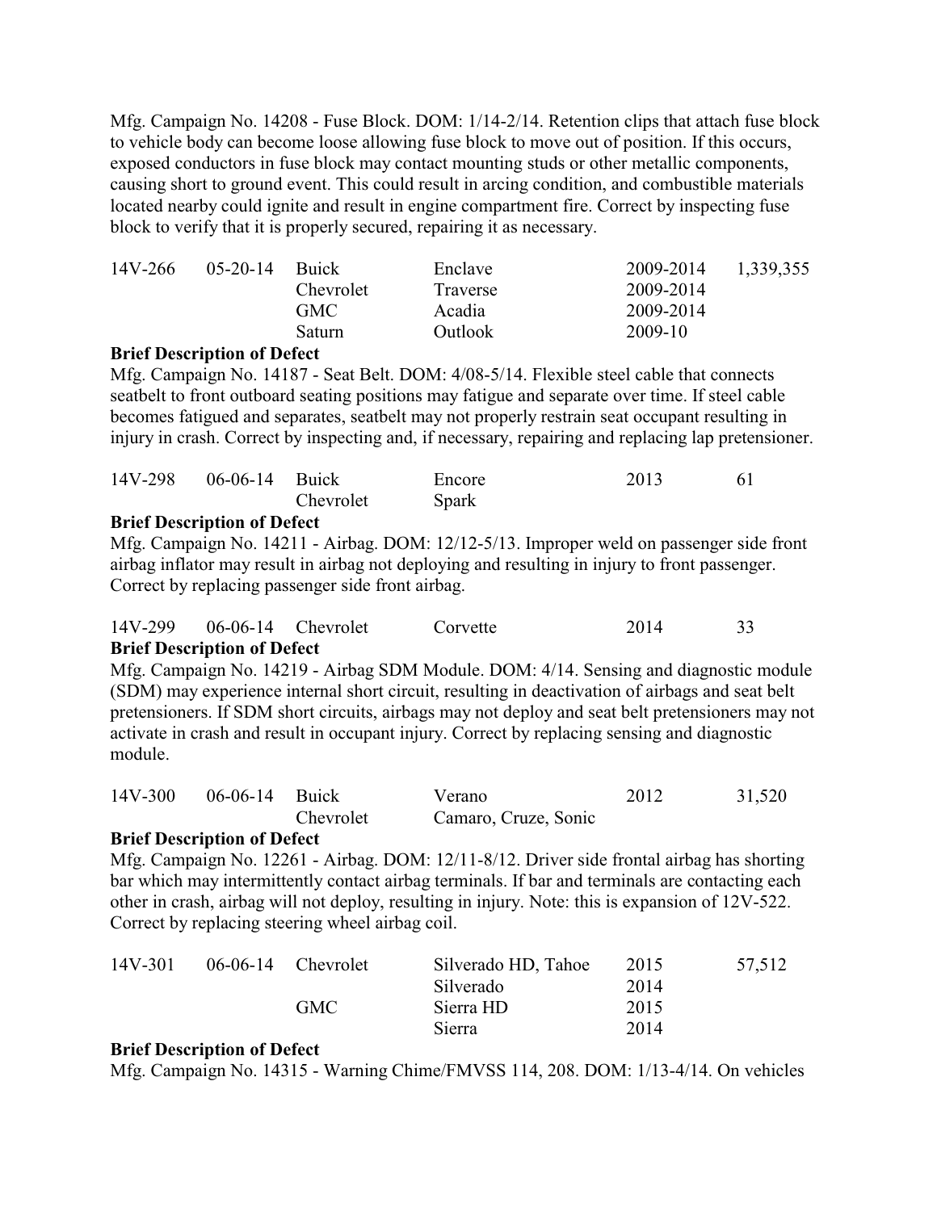Mfg. Campaign No. 14208 - Fuse Block. DOM: 1/14-2/14. Retention clips that attach fuse block to vehicle body can become loose allowing fuse block to move out of position. If this occurs, exposed conductors in fuse block may contact mounting studs or other metallic components, causing short to ground event. This could result in arcing condition, and combustible materials located nearby could ignite and result in engine compartment fire. Correct by inspecting fuse block to verify that it is properly secured, repairing it as necessary.

| | | | | | |
|---|---|---|---|---|---|
| 14V-266 | 05-20-14 | Buick | Enclave | 2009-2014 | 1,339,355 |
| | | Chevrolet | Traverse | 2009-2014 | |
| | | GMC | Acadia | 2009-2014 | |
| | | Saturn | Outlook | 2009-10 | |

**Brief Description of Defect**

Mfg. Campaign No. 14187 - Seat Belt. DOM: 4/08-5/14. Flexible steel cable that connects seatbelt to front outboard seating positions may fatigue and separate over time. If steel cable becomes fatigued and separates, seatbelt may not properly restrain seat occupant resulting in injury in crash. Correct by inspecting and, if necessary, repairing and replacing lap pretensioner.

| | | | | | |
|---|---|---|---|---|---|
| 14V-298 | 06-06-14 | Buick | Encore | 2013 | 61 |
| | | Chevrolet | Spark | | |

**Brief Description of Defect**

Mfg. Campaign No. 14211 - Airbag. DOM: 12/12-5/13. Improper weld on passenger side front airbag inflator may result in airbag not deploying and resulting in injury to front passenger. Correct by replacing passenger side front airbag.

| | | | | | |
|---|---|---|---|---|---|
| 14V-299 | 06-06-14 | Chevrolet | Corvette | 2014 | 33 |

**Brief Description of Defect**

Mfg. Campaign No. 14219 - Airbag SDM Module. DOM: 4/14. Sensing and diagnostic module (SDM) may experience internal short circuit, resulting in deactivation of airbags and seat belt pretensioners. If SDM short circuits, airbags may not deploy and seat belt pretensioners may not activate in crash and result in occupant injury. Correct by replacing sensing and diagnostic module.

| | | | | | |
|---|---|---|---|---|---|
| 14V-300 | 06-06-14 | Buick | Verano | 2012 | 31,520 |
| | | Chevrolet | Camaro, Cruze, Sonic | | |

**Brief Description of Defect**

Mfg. Campaign No. 12261 - Airbag. DOM: 12/11-8/12. Driver side frontal airbag has shorting bar which may intermittently contact airbag terminals. If bar and terminals are contacting each other in crash, airbag will not deploy, resulting in injury. Note: this is expansion of 12V-522. Correct by replacing steering wheel airbag coil.

| | | | | | |
|---|---|---|---|---|---|
| 14V-301 | 06-06-14 | Chevrolet | Silverado HD, Tahoe | 2015 | 57,512 |
| | | | Silverado | 2014 | |
| | | GMC | Sierra HD | 2015 | |
| | | | Sierra | 2014 | |

**Brief Description of Defect**

Mfg. Campaign No. 14315 - Warning Chime/FMVSS 114, 208. DOM: 1/13-4/14. On vehicles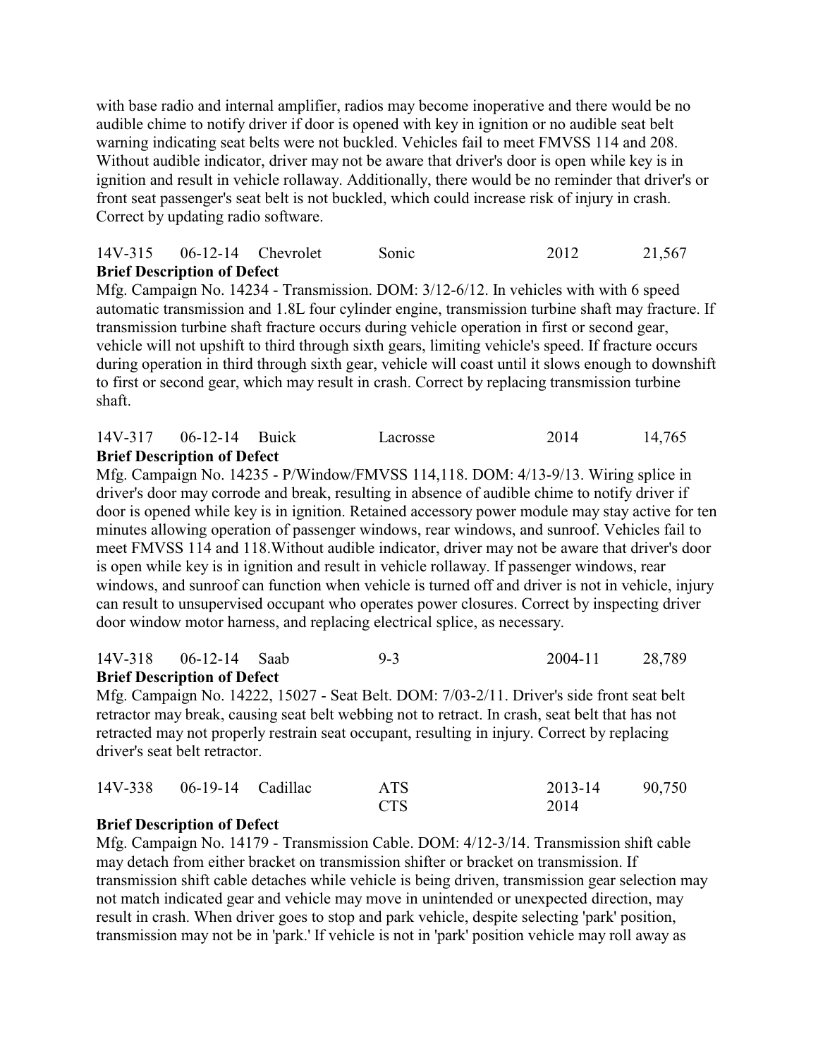with base radio and internal amplifier, radios may become inoperative and there would be no audible chime to notify driver if door is opened with key in ignition or no audible seat belt warning indicating seat belts were not buckled. Vehicles fail to meet FMVSS 114 and 208. Without audible indicator, driver may not be aware that driver's door is open while key is in ignition and result in vehicle rollaway. Additionally, there would be no reminder that driver's or front seat passenger's seat belt is not buckled, which could increase risk of injury in crash. Correct by updating radio software.

| 14V-315 | 06-12-14 | Chevrolet | Sonic | 2012 | 21,567 |
|---|---|---|---|---|---|

**Brief Description of Defect**

Mfg. Campaign No. 14234 - Transmission. DOM: 3/12-6/12. In vehicles with with 6 speed automatic transmission and 1.8L four cylinder engine, transmission turbine shaft may fracture. If transmission turbine shaft fracture occurs during vehicle operation in first or second gear, vehicle will not upshift to third through sixth gears, limiting vehicle's speed. If fracture occurs during operation in third through sixth gear, vehicle will coast until it slows enough to downshift to first or second gear, which may result in crash. Correct by replacing transmission turbine shaft.

| 14V-317 | 06-12-14 | Buick | Lacrosse | 2014 | 14,765 |
|---|---|---|---|---|---|

**Brief Description of Defect**

Mfg. Campaign No. 14235 - P/Window/FMVSS 114,118. DOM: 4/13-9/13. Wiring splice in driver's door may corrode and break, resulting in absence of audible chime to notify driver if door is opened while key is in ignition. Retained accessory power module may stay active for ten minutes allowing operation of passenger windows, rear windows, and sunroof. Vehicles fail to meet FMVSS 114 and 118.Without audible indicator, driver may not be aware that driver's door is open while key is in ignition and result in vehicle rollaway. If passenger windows, rear windows, and sunroof can function when vehicle is turned off and driver is not in vehicle, injury can result to unsupervised occupant who operates power closures. Correct by inspecting driver door window motor harness, and replacing electrical splice, as necessary.

| 14V-318 | 06-12-14 | Saab | 9-3 | 2004-11 | 28,789 |
|---|---|---|---|---|---|

**Brief Description of Defect**

Mfg. Campaign No. 14222, 15027 - Seat Belt. DOM: 7/03-2/11. Driver's side front seat belt retractor may break, causing seat belt webbing not to retract. In crash, seat belt that has not retracted may not properly restrain seat occupant, resulting in injury. Correct by replacing driver's seat belt retractor.

| 14V-338 | 06-19-14 | Cadillac | ATS | 2013-14 | 90,750 |
|---|---|---|---|---|---|
| | | | CTS | 2014 | |

**Brief Description of Defect**

Mfg. Campaign No. 14179 - Transmission Cable. DOM: 4/12-3/14. Transmission shift cable may detach from either bracket on transmission shifter or bracket on transmission. If transmission shift cable detaches while vehicle is being driven, transmission gear selection may not match indicated gear and vehicle may move in unintended or unexpected direction, may result in crash. When driver goes to stop and park vehicle, despite selecting 'park' position, transmission may not be in 'park.' If vehicle is not in 'park' position vehicle may roll away as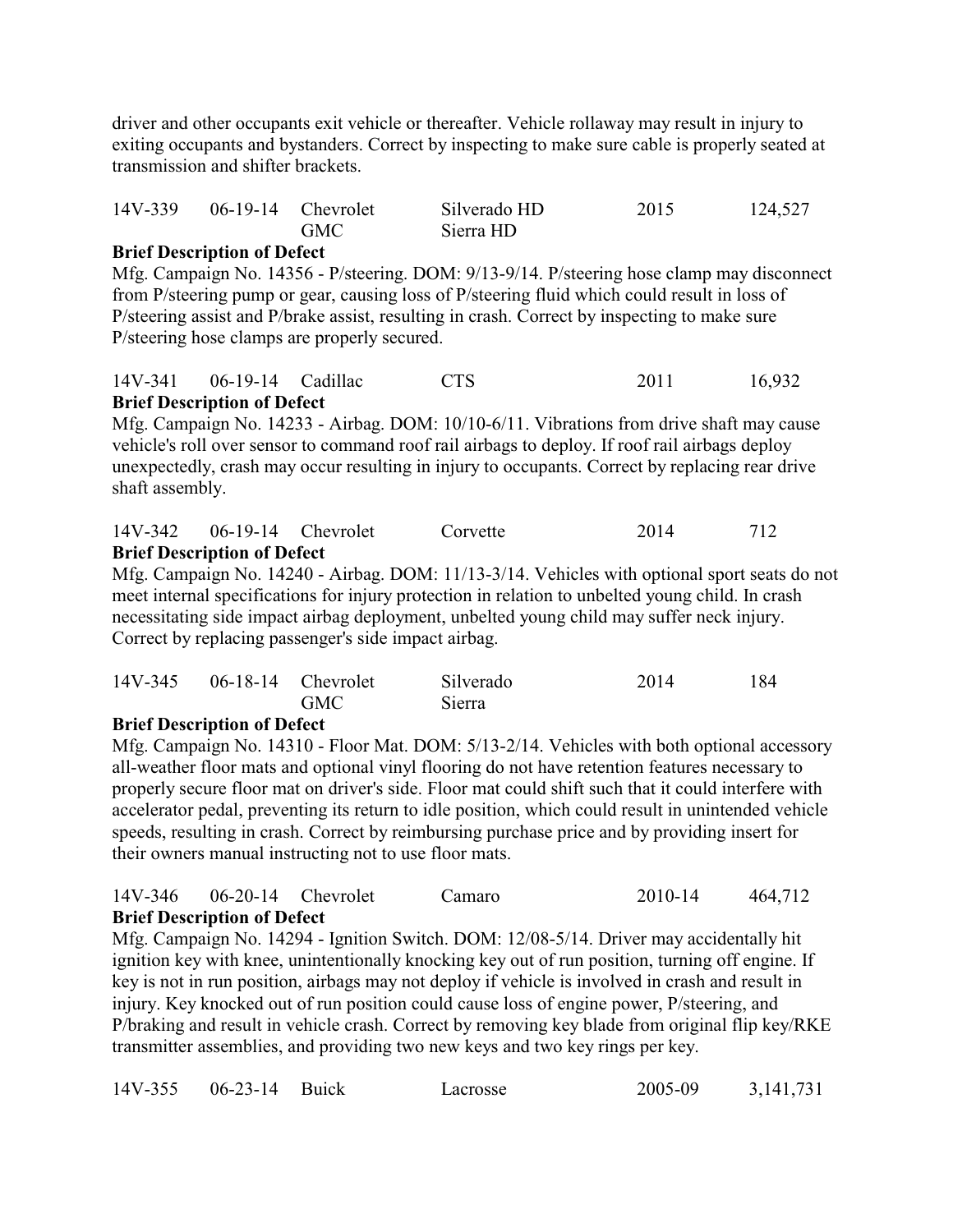driver and other occupants exit vehicle or thereafter. Vehicle rollaway may result in injury to exiting occupants and bystanders. Correct by inspecting to make sure cable is properly seated at transmission and shifter brackets.

| 14V-339 | 06-19-14 | Chevrolet<br>GMC | Silverado HD<br>Sierra HD | 2015 | 124,527 |
|---|---|---|---|---|---|

**Brief Description of Defect**

Mfg. Campaign No. 14356 - P/steering. DOM: 9/13-9/14. P/steering hose clamp may disconnect from P/steering pump or gear, causing loss of P/steering fluid which could result in loss of P/steering assist and P/brake assist, resulting in crash. Correct by inspecting to make sure P/steering hose clamps are properly secured.

| 14V-341 | 06-19-14 | Cadillac | CTS | 2011 | 16,932 |
|---|---|---|---|---|---|

**Brief Description of Defect**

Mfg. Campaign No. 14233 - Airbag. DOM: 10/10-6/11. Vibrations from drive shaft may cause vehicle's roll over sensor to command roof rail airbags to deploy. If roof rail airbags deploy unexpectedly, crash may occur resulting in injury to occupants. Correct by replacing rear drive shaft assembly.

| 14V-342 | 06-19-14 | Chevrolet | Corvette | 2014 | 712 |
|---|---|---|---|---|---|

**Brief Description of Defect**

Mfg. Campaign No. 14240 - Airbag. DOM: 11/13-3/14. Vehicles with optional sport seats do not meet internal specifications for injury protection in relation to unbelted young child. In crash necessitating side impact airbag deployment, unbelted young child may suffer neck injury. Correct by replacing passenger's side impact airbag.

| 14V-345 | 06-18-14 | Chevrolet<br>GMC | Silverado<br>Sierra | 2014 | 184 |
|---|---|---|---|---|---|

**Brief Description of Defect**

Mfg. Campaign No. 14310 - Floor Mat. DOM: 5/13-2/14. Vehicles with both optional accessory all-weather floor mats and optional vinyl flooring do not have retention features necessary to properly secure floor mat on driver's side. Floor mat could shift such that it could interfere with accelerator pedal, preventing its return to idle position, which could result in unintended vehicle speeds, resulting in crash. Correct by reimbursing purchase price and by providing insert for their owners manual instructing not to use floor mats.

| 14V-346 | 06-20-14 | Chevrolet | Camaro | 2010-14 | 464,712 |
|---|---|---|---|---|---|

**Brief Description of Defect**

Mfg. Campaign No. 14294 - Ignition Switch. DOM: 12/08-5/14. Driver may accidentally hit ignition key with knee, unintentionally knocking key out of run position, turning off engine. If key is not in run position, airbags may not deploy if vehicle is involved in crash and result in injury. Key knocked out of run position could cause loss of engine power, P/steering, and P/braking and result in vehicle crash. Correct by removing key blade from original flip key/RKE transmitter assemblies, and providing two new keys and two key rings per key.

| 14V-355 | 06-23-14 | Buick | Lacrosse | 2005-09 | 3,141,731 |
|---|---|---|---|---|---|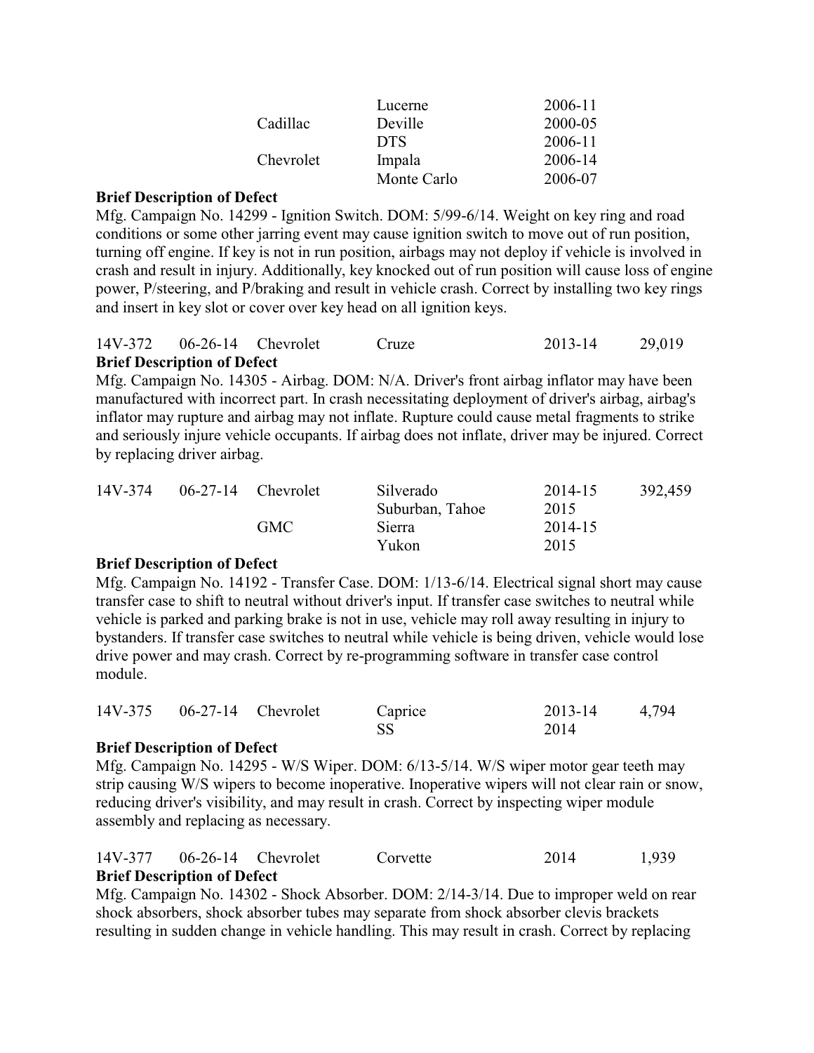| | | | Make | Model | Year | |
|---|---|---|---|---|---|---|
| | | | | Lucerne | 2006-11 | |
| | | | Cadillac | Deville | 2000-05 | |
| | | | | DTS | 2006-11 | |
| | | | Chevrolet | Impala | 2006-14 | |
| | | | | Monte Carlo | 2006-07 | |

**Brief Description of Defect**

Mfg. Campaign No. 14299 - Ignition Switch. DOM: 5/99-6/14. Weight on key ring and road conditions or some other jarring event may cause ignition switch to move out of run position, turning off engine. If key is not in run position, airbags may not deploy if vehicle is involved in crash and result in injury. Additionally, key knocked out of run position will cause loss of engine power, P/steering, and P/braking and result in vehicle crash. Correct by installing two key rings and insert in key slot or cover over key head on all ignition keys.

| | | | | | |
|---|---|---|---|---|---|
| 14V-372 | 06-26-14 | Chevrolet | Cruze | 2013-14 | 29,019 |

**Brief Description of Defect**

Mfg. Campaign No. 14305 - Airbag. DOM: N/A. Driver's front airbag inflator may have been manufactured with incorrect part. In crash necessitating deployment of driver's airbag, airbag's inflator may rupture and airbag may not inflate. Rupture could cause metal fragments to strike and seriously injure vehicle occupants. If airbag does not inflate, driver may be injured. Correct by replacing driver airbag.

| | | | | | |
|---|---|---|---|---|---|
| 14V-374 | 06-27-14 | Chevrolet | Silverado | 2014-15 | 392,459 |
| | | | Suburban, Tahoe | 2015 | |
| | | GMC | Sierra | 2014-15 | |
| | | | Yukon | 2015 | |

**Brief Description of Defect**

Mfg. Campaign No. 14192 - Transfer Case. DOM: 1/13-6/14. Electrical signal short may cause transfer case to shift to neutral without driver's input. If transfer case switches to neutral while vehicle is parked and parking brake is not in use, vehicle may roll away resulting in injury to bystanders. If transfer case switches to neutral while vehicle is being driven, vehicle would lose drive power and may crash. Correct by re-programming software in transfer case control module.

| | | | | | |
|---|---|---|---|---|---|
| 14V-375 | 06-27-14 | Chevrolet | Caprice | 2013-14 | 4,794 |
| | | | SS | 2014 | |

**Brief Description of Defect**

Mfg. Campaign No. 14295 - W/S Wiper. DOM: 6/13-5/14. W/S wiper motor gear teeth may strip causing W/S wipers to become inoperative. Inoperative wipers will not clear rain or snow, reducing driver's visibility, and may result in crash. Correct by inspecting wiper module assembly and replacing as necessary.

| | | | | | |
|---|---|---|---|---|---|
| 14V-377 | 06-26-14 | Chevrolet | Corvette | 2014 | 1,939 |

**Brief Description of Defect**

Mfg. Campaign No. 14302 - Shock Absorber. DOM: 2/14-3/14. Due to improper weld on rear shock absorbers, shock absorber tubes may separate from shock absorber clevis brackets resulting in sudden change in vehicle handling. This may result in crash. Correct by replacing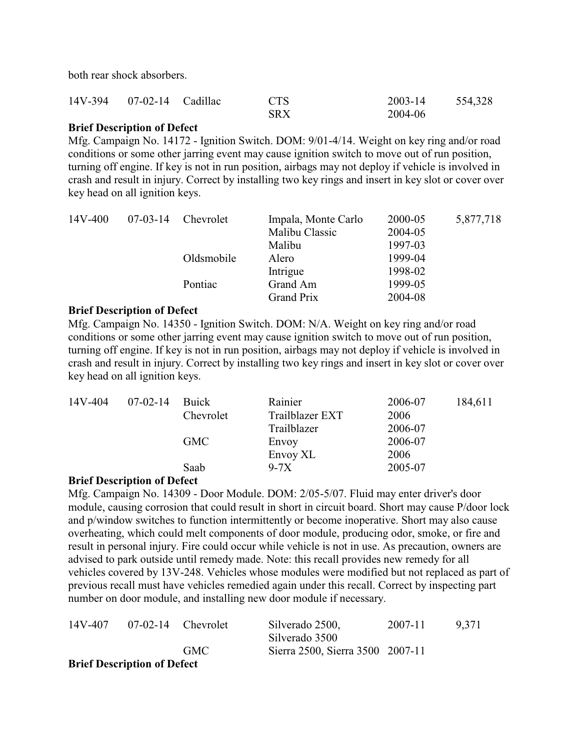both rear shock absorbers.

| | | | | | |
|---|---|---|---|---|---|
| 14V-394 | 07-02-14 | Cadillac | CTS | 2003-14 | 554,328 |
| | | | SRX | 2004-06 | |

**Brief Description of Defect**

Mfg. Campaign No. 14172 - Ignition Switch. DOM: 9/01-4/14. Weight on key ring and/or road conditions or some other jarring event may cause ignition switch to move out of run position, turning off engine. If key is not in run position, airbags may not deploy if vehicle is involved in crash and result in injury. Correct by installing two key rings and insert in key slot or cover over key head on all ignition keys.

| | | | | | |
|---|---|---|---|---|---|
| 14V-400 | 07-03-14 | Chevrolet | Impala, Monte Carlo | 2000-05 | 5,877,718 |
| | | | Malibu Classic | 2004-05 | |
| | | | Malibu | 1997-03 | |
| | | Oldsmobile | Alero | 1999-04 | |
| | | | Intrigue | 1998-02 | |
| | | Pontiac | Grand Am | 1999-05 | |
| | | | Grand Prix | 2004-08 | |

**Brief Description of Defect**

Mfg. Campaign No. 14350 - Ignition Switch. DOM: N/A. Weight on key ring and/or road conditions or some other jarring event may cause ignition switch to move out of run position, turning off engine. If key is not in run position, airbags may not deploy if vehicle is involved in crash and result in injury. Correct by installing two key rings and insert in key slot or cover over key head on all ignition keys.

| | | | | | |
|---|---|---|---|---|---|
| 14V-404 | 07-02-14 | Buick | Rainier | 2006-07 | 184,611 |
| | | Chevrolet | Trailblazer EXT | 2006 | |
| | | | Trailblazer | 2006-07 | |
| | | GMC | Envoy | 2006-07 | |
| | | | Envoy XL | 2006 | |
| | | Saab | 9-7X | 2005-07 | |

**Brief Description of Defect**

Mfg. Campaign No. 14309 - Door Module. DOM: 2/05-5/07. Fluid may enter driver's door module, causing corrosion that could result in short in circuit board. Short may cause P/door lock and p/window switches to function intermittently or become inoperative. Short may also cause overheating, which could melt components of door module, producing odor, smoke, or fire and result in personal injury. Fire could occur while vehicle is not in use. As precaution, owners are advised to park outside until remedy made. Note: this recall provides new remedy for all vehicles covered by 13V-248. Vehicles whose modules were modified but not replaced as part of previous recall must have vehicles remedied again under this recall. Correct by inspecting part number on door module, and installing new door module if necessary.

| | | | | | |
|---|---|---|---|---|---|
| 14V-407 | 07-02-14 | Chevrolet | Silverado 2500, Silverado 3500 | 2007-11 | 9,371 |
| | | GMC | Sierra 2500, Sierra 3500 | 2007-11 | |

**Brief Description of Defect**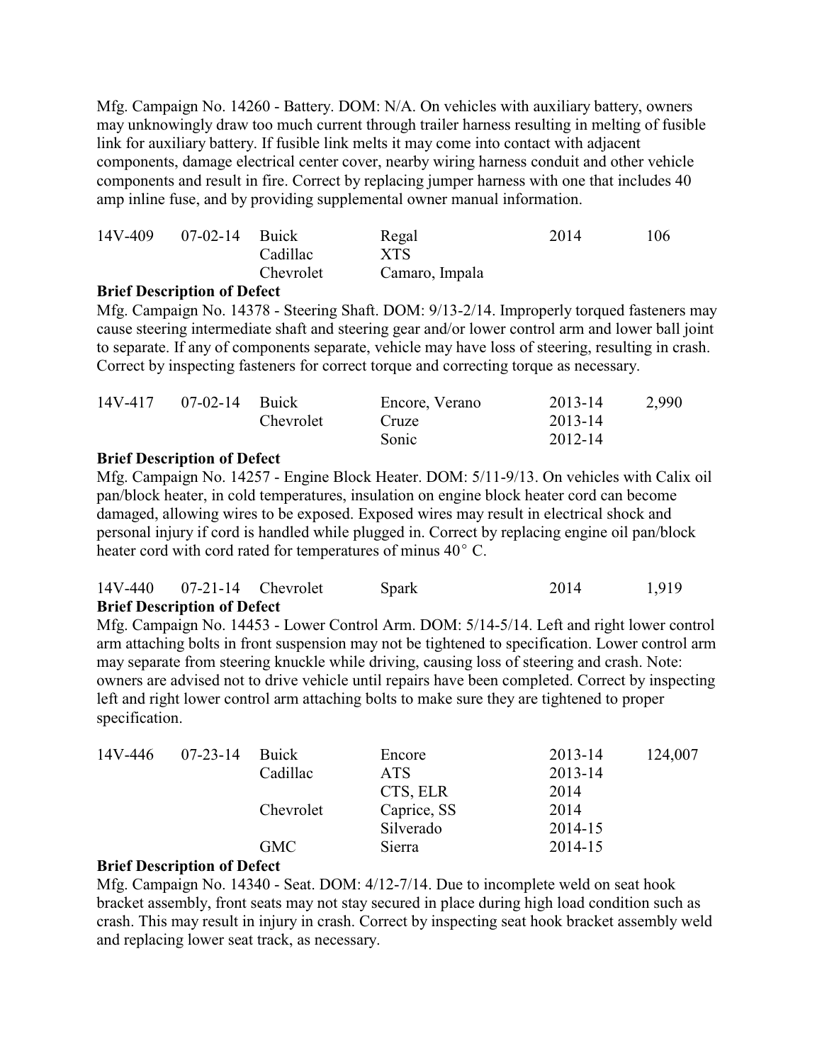Mfg. Campaign No. 14260 - Battery. DOM: N/A. On vehicles with auxiliary battery, owners may unknowingly draw too much current through trailer harness resulting in melting of fusible link for auxiliary battery. If fusible link melts it may come into contact with adjacent components, damage electrical center cover, nearby wiring harness conduit and other vehicle components and result in fire. Correct by replacing jumper harness with one that includes 40 amp inline fuse, and by providing supplemental owner manual information.

| | | | | | |
|---|---|---|---|---|---|
| 14V-409 | 07-02-14 | Buick | Regal | 2014 | 106 |
| | | Cadillac | XTS | | |
| | | Chevrolet | Camaro, Impala | | |

**Brief Description of Defect**

Mfg. Campaign No. 14378 - Steering Shaft. DOM: 9/13-2/14. Improperly torqued fasteners may cause steering intermediate shaft and steering gear and/or lower control arm and lower ball joint to separate. If any of components separate, vehicle may have loss of steering, resulting in crash. Correct by inspecting fasteners for correct torque and correcting torque as necessary.

| | | | | | |
|---|---|---|---|---|---|
| 14V-417 | 07-02-14 | Buick | Encore, Verano | 2013-14 | 2,990 |
| | | Chevrolet | Cruze | 2013-14 | |
| | | | Sonic | 2012-14 | |

**Brief Description of Defect**

Mfg. Campaign No. 14257 - Engine Block Heater. DOM: 5/11-9/13. On vehicles with Calix oil pan/block heater, in cold temperatures, insulation on engine block heater cord can become damaged, allowing wires to be exposed. Exposed wires may result in electrical shock and personal injury if cord is handled while plugged in. Correct by replacing engine oil pan/block heater cord with cord rated for temperatures of minus 40° C.

| | | | | | |
|---|---|---|---|---|---|
| 14V-440 | 07-21-14 | Chevrolet | Spark | 2014 | 1,919 |

**Brief Description of Defect**

Mfg. Campaign No. 14453 - Lower Control Arm. DOM: 5/14-5/14. Left and right lower control arm attaching bolts in front suspension may not be tightened to specification. Lower control arm may separate from steering knuckle while driving, causing loss of steering and crash. Note: owners are advised not to drive vehicle until repairs have been completed. Correct by inspecting left and right lower control arm attaching bolts to make sure they are tightened to proper specification.

| | | | | | |
|---|---|---|---|---|---|
| 14V-446 | 07-23-14 | Buick | Encore | 2013-14 | 124,007 |
| | | Cadillac | ATS | 2013-14 | |
| | | | CTS, ELR | 2014 | |
| | | Chevrolet | Caprice, SS | 2014 | |
| | | | Silverado | 2014-15 | |
| | | GMC | Sierra | 2014-15 | |

**Brief Description of Defect**

Mfg. Campaign No. 14340 - Seat. DOM: 4/12-7/14. Due to incomplete weld on seat hook bracket assembly, front seats may not stay secured in place during high load condition such as crash. This may result in injury in crash. Correct by inspecting seat hook bracket assembly weld and replacing lower seat track, as necessary.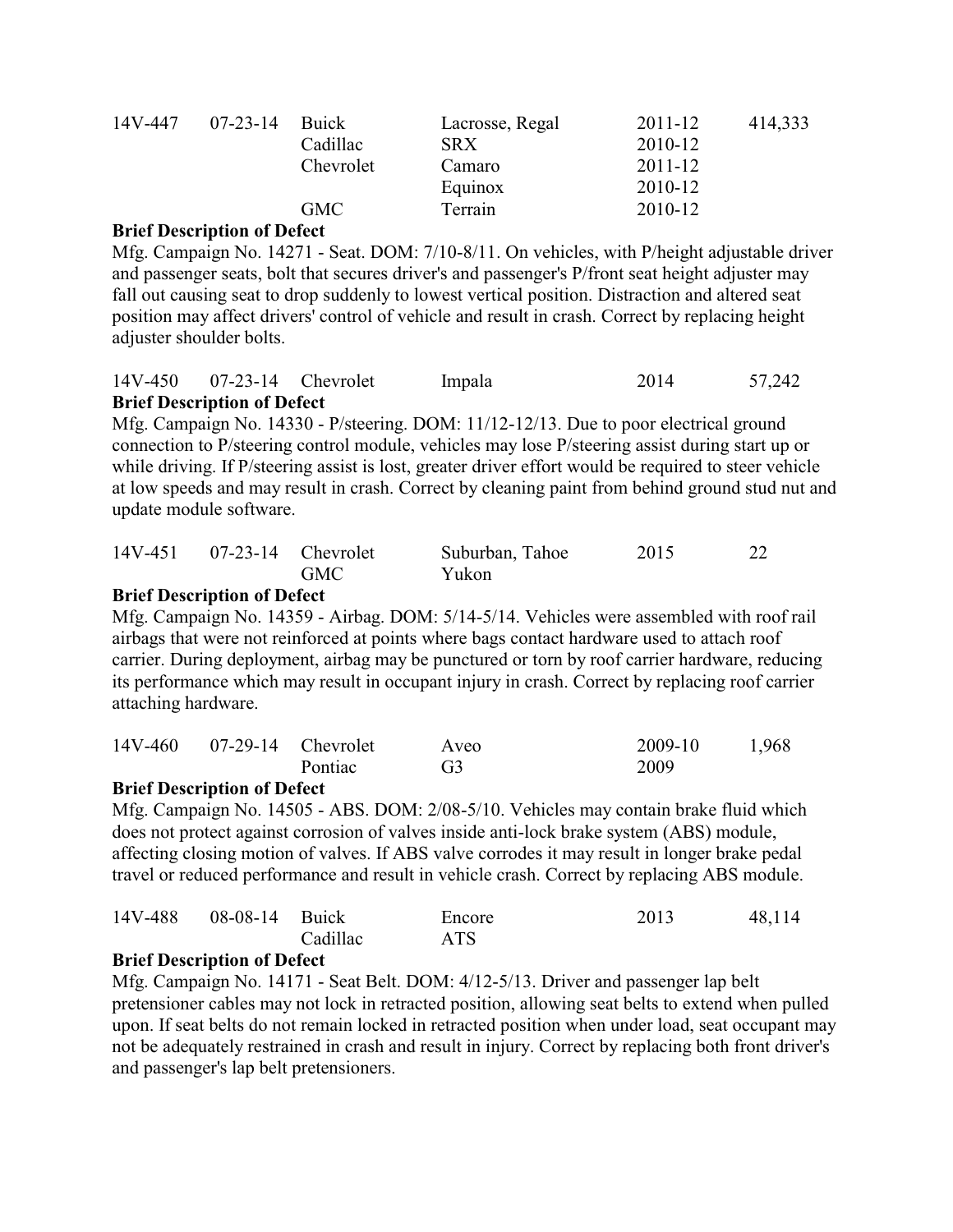| | | | | | |
|---|---|---|---|---|---|
| 14V-447 | 07-23-14 | Buick | Lacrosse, Regal | 2011-12 | 414,333 |
| | | Cadillac | SRX | 2010-12 | |
| | | Chevrolet | Camaro | 2011-12 | |
| | | | Equinox | 2010-12 | |
| | | GMC | Terrain | 2010-12 | |

**Brief Description of Defect**

Mfg. Campaign No. 14271 - Seat. DOM: 7/10-8/11. On vehicles, with P/height adjustable driver and passenger seats, bolt that secures driver's and passenger's P/front seat height adjuster may fall out causing seat to drop suddenly to lowest vertical position. Distraction and altered seat position may affect drivers' control of vehicle and result in crash. Correct by replacing height adjuster shoulder bolts.

| | | | | | |
|---|---|---|---|---|---|
| 14V-450 | 07-23-14 | Chevrolet | Impala | 2014 | 57,242 |

**Brief Description of Defect**

Mfg. Campaign No. 14330 - P/steering. DOM: 11/12-12/13. Due to poor electrical ground connection to P/steering control module, vehicles may lose P/steering assist during start up or while driving. If P/steering assist is lost, greater driver effort would be required to steer vehicle at low speeds and may result in crash. Correct by cleaning paint from behind ground stud nut and update module software.

| | | | | | |
|---|---|---|---|---|---|
| 14V-451 | 07-23-14 | Chevrolet | Suburban, Tahoe | 2015 | 22 |
| | | GMC | Yukon | | |

**Brief Description of Defect**

Mfg. Campaign No. 14359 - Airbag. DOM: 5/14-5/14. Vehicles were assembled with roof rail airbags that were not reinforced at points where bags contact hardware used to attach roof carrier. During deployment, airbag may be punctured or torn by roof carrier hardware, reducing its performance which may result in occupant injury in crash. Correct by replacing roof carrier attaching hardware.

| | | | | | |
|---|---|---|---|---|---|
| 14V-460 | 07-29-14 | Chevrolet | Aveo | 2009-10 | 1,968 |
| | | Pontiac | G3 | 2009 | |

**Brief Description of Defect**

Mfg. Campaign No. 14505 - ABS. DOM: 2/08-5/10. Vehicles may contain brake fluid which does not protect against corrosion of valves inside anti-lock brake system (ABS) module, affecting closing motion of valves. If ABS valve corrodes it may result in longer brake pedal travel or reduced performance and result in vehicle crash. Correct by replacing ABS module.

| | | | | | |
|---|---|---|---|---|---|
| 14V-488 | 08-08-14 | Buick | Encore | 2013 | 48,114 |
| | | Cadillac | ATS | | |

**Brief Description of Defect**

Mfg. Campaign No. 14171 - Seat Belt. DOM: 4/12-5/13. Driver and passenger lap belt pretensioner cables may not lock in retracted position, allowing seat belts to extend when pulled upon. If seat belts do not remain locked in retracted position when under load, seat occupant may not be adequately restrained in crash and result in injury. Correct by replacing both front driver's and passenger's lap belt pretensioners.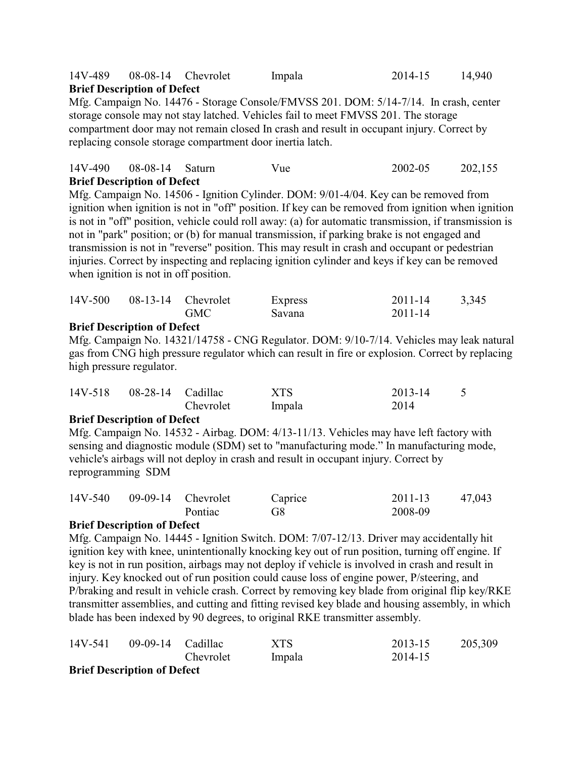14V-489 08-08-14 Chevrolet Impala 2014-15 14,940

**Brief Description of Defect**

Mfg. Campaign No. 14476 - Storage Console/FMVSS 201. DOM: 5/14-7/14. In crash, center storage console may not stay latched. Vehicles fail to meet FMVSS 201. The storage compartment door may not remain closed In crash and result in occupant injury. Correct by replacing console storage compartment door inertia latch.

14V-490 08-08-14 Saturn Vue 2002-05 202,155

**Brief Description of Defect**

Mfg. Campaign No. 14506 - Ignition Cylinder. DOM: 9/01-4/04. Key can be removed from ignition when ignition is not in "off" position. If key can be removed from ignition when ignition is not in "off" position, vehicle could roll away: (a) for automatic transmission, if transmission is not in "park" position; or (b) for manual transmission, if parking brake is not engaged and transmission is not in "reverse" position. This may result in crash and occupant or pedestrian injuries. Correct by inspecting and replacing ignition cylinder and keys if key can be removed when ignition is not in off position.

14V-500 08-13-14 Chevrolet Express 2011-14 3,345
GMC Savana 2011-14

**Brief Description of Defect**

Mfg. Campaign No. 14321/14758 - CNG Regulator. DOM: 9/10-7/14. Vehicles may leak natural gas from CNG high pressure regulator which can result in fire or explosion. Correct by replacing high pressure regulator.

14V-518 08-28-14 Cadillac XTS 2013-14 5
Chevrolet Impala 2014

**Brief Description of Defect**

Mfg. Campaign No. 14532 - Airbag. DOM: 4/13-11/13. Vehicles may have left factory with sensing and diagnostic module (SDM) set to "manufacturing mode." In manufacturing mode, vehicle's airbags will not deploy in crash and result in occupant injury. Correct by reprogramming SDM

14V-540 09-09-14 Chevrolet Caprice 2011-13 47,043
Pontiac G8 2008-09

**Brief Description of Defect**

Mfg. Campaign No. 14445 - Ignition Switch. DOM: 7/07-12/13. Driver may accidentally hit ignition key with knee, unintentionally knocking key out of run position, turning off engine. If key is not in run position, airbags may not deploy if vehicle is involved in crash and result in injury. Key knocked out of run position could cause loss of engine power, P/steering, and P/braking and result in vehicle crash. Correct by removing key blade from original flip key/RKE transmitter assemblies, and cutting and fitting revised key blade and housing assembly, in which blade has been indexed by 90 degrees, to original RKE transmitter assembly.

14V-541 09-09-14 Cadillac XTS 2013-15 205,309
Chevrolet Impala 2014-15

**Brief Description of Defect**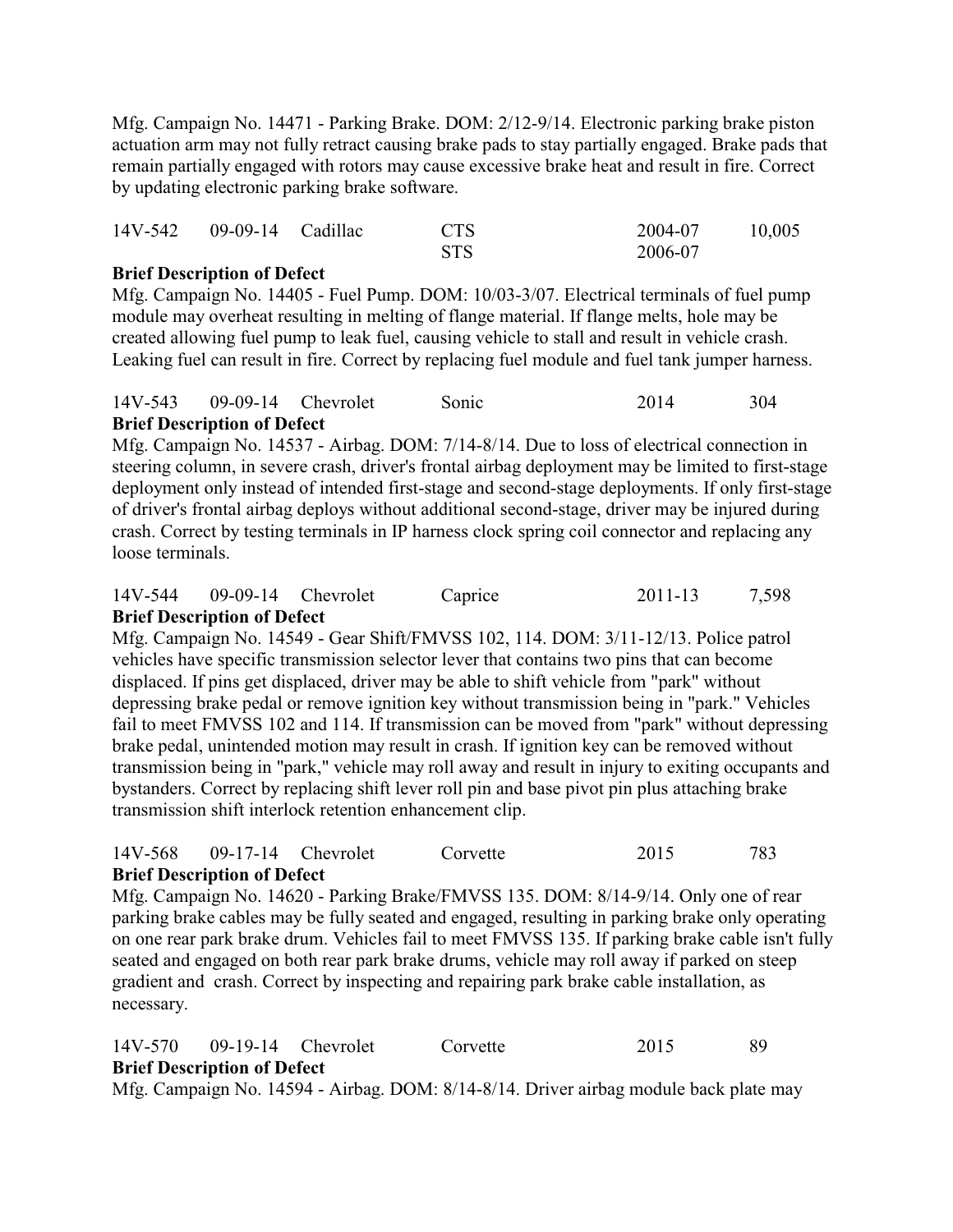Mfg. Campaign No. 14471 - Parking Brake. DOM: 2/12-9/14. Electronic parking brake piston actuation arm may not fully retract causing brake pads to stay partially engaged. Brake pads that remain partially engaged with rotors may cause excessive brake heat and result in fire. Correct by updating electronic parking brake software.

| 14V-542 | 09-09-14 | Cadillac | CTS | 2004-07 | 10,005 |
|---|---|---|---|---|---|
| | | | STS | 2006-07 | |

**Brief Description of Defect**

Mfg. Campaign No. 14405 - Fuel Pump. DOM: 10/03-3/07. Electrical terminals of fuel pump module may overheat resulting in melting of flange material. If flange melts, hole may be created allowing fuel pump to leak fuel, causing vehicle to stall and result in vehicle crash. Leaking fuel can result in fire. Correct by replacing fuel module and fuel tank jumper harness.

| 14V-543 | 09-09-14 | Chevrolet | Sonic | 2014 | 304 |
|---|---|---|---|---|---|

**Brief Description of Defect**

Mfg. Campaign No. 14537 - Airbag. DOM: 7/14-8/14. Due to loss of electrical connection in steering column, in severe crash, driver's frontal airbag deployment may be limited to first-stage deployment only instead of intended first-stage and second-stage deployments. If only first-stage of driver's frontal airbag deploys without additional second-stage, driver may be injured during crash. Correct by testing terminals in IP harness clock spring coil connector and replacing any loose terminals.

| 14V-544 | 09-09-14 | Chevrolet | Caprice | 2011-13 | 7,598 |
|---|---|---|---|---|---|

**Brief Description of Defect**

Mfg. Campaign No. 14549 - Gear Shift/FMVSS 102, 114. DOM: 3/11-12/13. Police patrol vehicles have specific transmission selector lever that contains two pins that can become displaced. If pins get displaced, driver may be able to shift vehicle from "park" without depressing brake pedal or remove ignition key without transmission being in "park." Vehicles fail to meet FMVSS 102 and 114. If transmission can be moved from "park" without depressing brake pedal, unintended motion may result in crash. If ignition key can be removed without transmission being in "park," vehicle may roll away and result in injury to exiting occupants and bystanders. Correct by replacing shift lever roll pin and base pivot pin plus attaching brake transmission shift interlock retention enhancement clip.

| 14V-568 | 09-17-14 | Chevrolet | Corvette | 2015 | 783 |
|---|---|---|---|---|---|

**Brief Description of Defect**

Mfg. Campaign No. 14620 - Parking Brake/FMVSS 135. DOM: 8/14-9/14. Only one of rear parking brake cables may be fully seated and engaged, resulting in parking brake only operating on one rear park brake drum. Vehicles fail to meet FMVSS 135. If parking brake cable isn't fully seated and engaged on both rear park brake drums, vehicle may roll away if parked on steep gradient and crash. Correct by inspecting and repairing park brake cable installation, as necessary.

| 14V-570 | 09-19-14 | Chevrolet | Corvette | 2015 | 89 |
|---|---|---|---|---|---|

**Brief Description of Defect**

Mfg. Campaign No. 14594 - Airbag. DOM: 8/14-8/14. Driver airbag module back plate may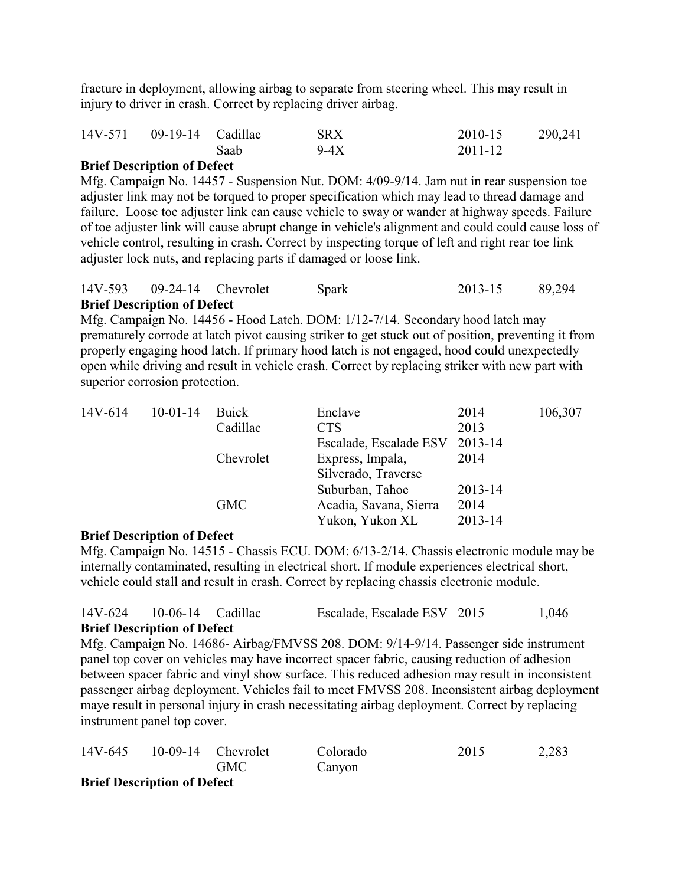fracture in deployment, allowing airbag to separate from steering wheel. This may result in injury to driver in crash. Correct by replacing driver airbag.

| | | | | | |
|---|---|---|---|---|---|
| 14V-571 | 09-19-14 | Cadillac | SRX | 2010-15 | 290,241 |
| | | Saab | 9-4X | 2011-12 | |

**Brief Description of Defect**

Mfg. Campaign No. 14457 - Suspension Nut. DOM: 4/09-9/14. Jam nut in rear suspension toe adjuster link may not be torqued to proper specification which may lead to thread damage and failure. Loose toe adjuster link can cause vehicle to sway or wander at highway speeds. Failure of toe adjuster link will cause abrupt change in vehicle's alignment and could could cause loss of vehicle control, resulting in crash. Correct by inspecting torque of left and right rear toe link adjuster lock nuts, and replacing parts if damaged or loose link.

| | | | | | |
|---|---|---|---|---|---|
| 14V-593 | 09-24-14 | Chevrolet | Spark | 2013-15 | 89,294 |

**Brief Description of Defect**

Mfg. Campaign No. 14456 - Hood Latch. DOM: 1/12-7/14. Secondary hood latch may prematurely corrode at latch pivot causing striker to get stuck out of position, preventing it from properly engaging hood latch. If primary hood latch is not engaged, hood could unexpectedly open while driving and result in vehicle crash. Correct by replacing striker with new part with superior corrosion protection.

| | | | | | |
|---|---|---|---|---|---|
| 14V-614 | 10-01-14 | Buick | Enclave | 2014 | 106,307 |
| | | Cadillac | CTS | 2013 | |
| | | | Escalade, Escalade ESV | 2013-14 | |
| | | Chevrolet | Express, Impala, Silverado, Traverse | 2014 | |
| | | | Suburban, Tahoe | 2013-14 | |
| | | GMC | Acadia, Savana, Sierra | 2014 | |
| | | | Yukon, Yukon XL | 2013-14 | |

**Brief Description of Defect**

Mfg. Campaign No. 14515 - Chassis ECU. DOM: 6/13-2/14. Chassis electronic module may be internally contaminated, resulting in electrical short. If module experiences electrical short, vehicle could stall and result in crash. Correct by replacing chassis electronic module.

| | | | | | |
|---|---|---|---|---|---|
| 14V-624 | 10-06-14 | Cadillac | Escalade, Escalade ESV | 2015 | 1,046 |

**Brief Description of Defect**

Mfg. Campaign No. 14686- Airbag/FMVSS 208. DOM: 9/14-9/14. Passenger side instrument panel top cover on vehicles may have incorrect spacer fabric, causing reduction of adhesion between spacer fabric and vinyl show surface. This reduced adhesion may result in inconsistent passenger airbag deployment. Vehicles fail to meet FMVSS 208. Inconsistent airbag deployment maye result in personal injury in crash necessitating airbag deployment. Correct by replacing instrument panel top cover.

| | | | | | |
|---|---|---|---|---|---|
| 14V-645 | 10-09-14 | Chevrolet | Colorado | 2015 | 2,283 |
| | | GMC | Canyon | | |

**Brief Description of Defect**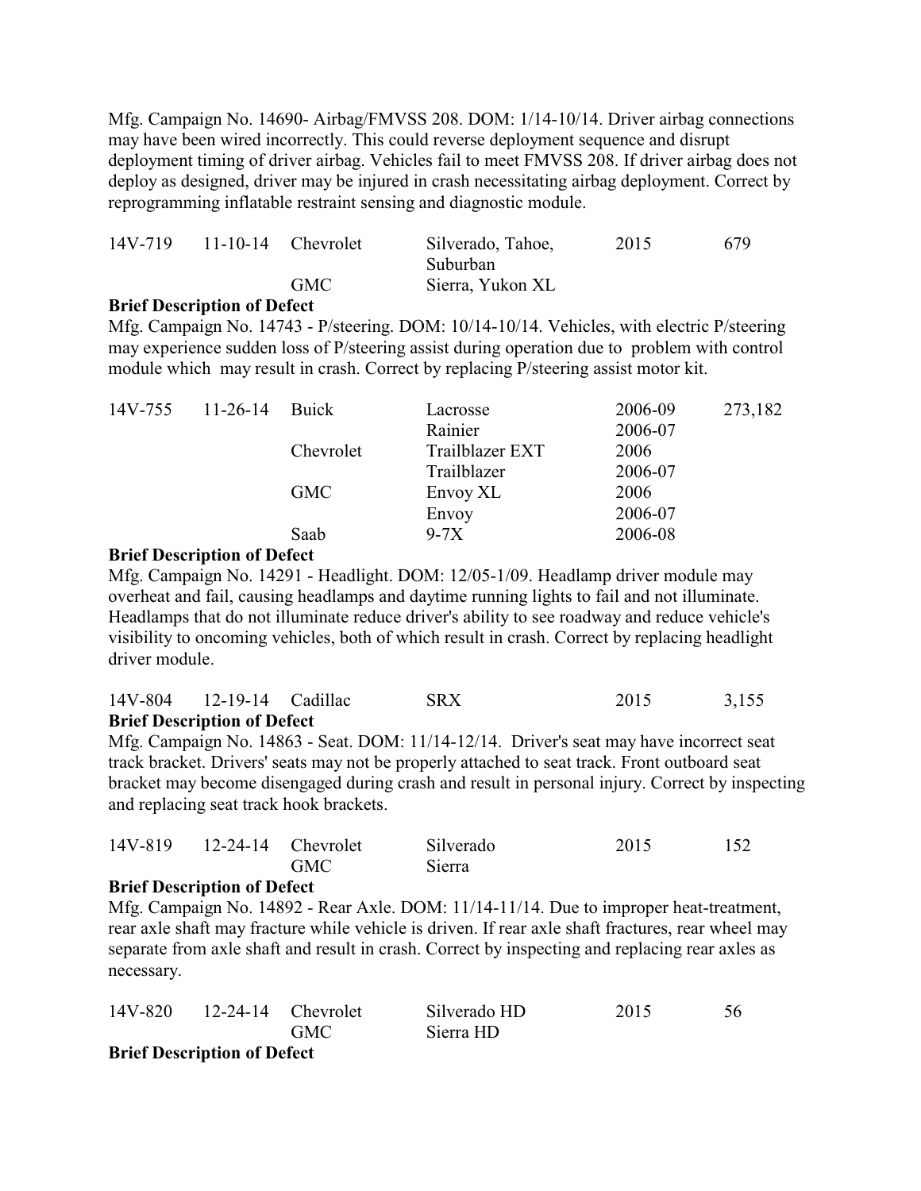Mfg. Campaign No. 14690- Airbag/FMVSS 208. DOM: 1/14-10/14. Driver airbag connections may have been wired incorrectly. This could reverse deployment sequence and disrupt deployment timing of driver airbag. Vehicles fail to meet FMVSS 208. If driver airbag does not deploy as designed, driver may be injured in crash necessitating airbag deployment. Correct by reprogramming inflatable restraint sensing and diagnostic module.

| | | | | | |
|---|---|---|---|---|---|
| 14V-719 | 11-10-14 | Chevrolet | Silverado, Tahoe, Suburban | 2015 | 679 |
| | | GMC | Sierra, Yukon XL | | |

**Brief Description of Defect**

Mfg. Campaign No. 14743 - P/steering. DOM: 10/14-10/14. Vehicles, with electric P/steering may experience sudden loss of P/steering assist during operation due to problem with control module which may result in crash. Correct by replacing P/steering assist motor kit.

| | | | | | |
|---|---|---|---|---|---|
| 14V-755 | 11-26-14 | Buick | Lacrosse | 2006-09 | 273,182 |
| | | | Rainier | 2006-07 | |
| | | Chevrolet | Trailblazer EXT | 2006 | |
| | | | Trailblazer | 2006-07 | |
| | | GMC | Envoy XL | 2006 | |
| | | | Envoy | 2006-07 | |
| | | Saab | 9-7X | 2006-08 | |

**Brief Description of Defect**

Mfg. Campaign No. 14291 - Headlight. DOM: 12/05-1/09. Headlamp driver module may overheat and fail, causing headlamps and daytime running lights to fail and not illuminate. Headlamps that do not illuminate reduce driver's ability to see roadway and reduce vehicle's visibility to oncoming vehicles, both of which result in crash. Correct by replacing headlight driver module.

| | | | | | |
|---|---|---|---|---|---|
| 14V-804 | 12-19-14 | Cadillac | SRX | 2015 | 3,155 |

**Brief Description of Defect**

Mfg. Campaign No. 14863 - Seat. DOM: 11/14-12/14. Driver's seat may have incorrect seat track bracket. Drivers' seats may not be properly attached to seat track. Front outboard seat bracket may become disengaged during crash and result in personal injury. Correct by inspecting and replacing seat track hook brackets.

| | | | | | |
|---|---|---|---|---|---|
| 14V-819 | 12-24-14 | Chevrolet | Silverado | 2015 | 152 |
| | | GMC | Sierra | | |

**Brief Description of Defect**

Mfg. Campaign No. 14892 - Rear Axle. DOM: 11/14-11/14. Due to improper heat-treatment, rear axle shaft may fracture while vehicle is driven. If rear axle shaft fractures, rear wheel may separate from axle shaft and result in crash. Correct by inspecting and replacing rear axles as necessary.

| | | | | | |
|---|---|---|---|---|---|
| 14V-820 | 12-24-14 | Chevrolet | Silverado HD | 2015 | 56 |
| | | GMC | Sierra HD | | |

**Brief Description of Defect**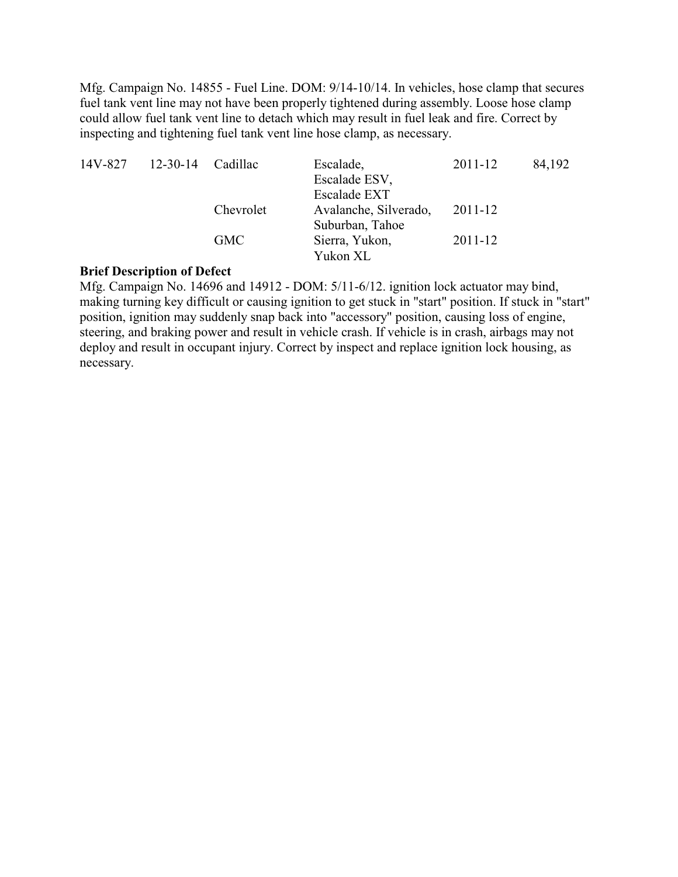Mfg. Campaign No. 14855 - Fuel Line. DOM: 9/14-10/14. In vehicles, hose clamp that secures fuel tank vent line may not have been properly tightened during assembly. Loose hose clamp could allow fuel tank vent line to detach which may result in fuel leak and fire. Correct by inspecting and tightening fuel tank vent line hose clamp, as necessary.

| | | | | | |
|---|---|---|---|---|---|
| 14V-827 | 12-30-14 | Cadillac | Escalade, Escalade ESV, Escalade EXT | 2011-12 | 84,192 |
| | | Chevrolet | Avalanche, Silverado, Suburban, Tahoe | 2011-12 | |
| | | GMC | Sierra, Yukon, Yukon XL | 2011-12 | |

**Brief Description of Defect**

Mfg. Campaign No. 14696 and 14912 - DOM: 5/11-6/12. ignition lock actuator may bind, making turning key difficult or causing ignition to get stuck in "start" position. If stuck in "start" position, ignition may suddenly snap back into "accessory" position, causing loss of engine, steering, and braking power and result in vehicle crash. If vehicle is in crash, airbags may not deploy and result in occupant injury. Correct by inspect and replace ignition lock housing, as necessary.